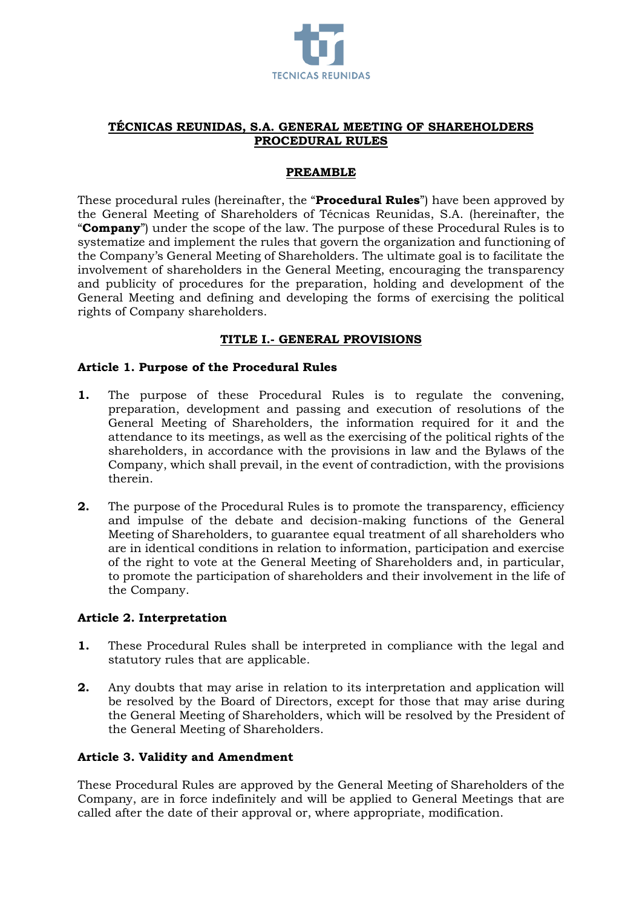# TÉCNICAS REUNIDAS, S.A. GENERAL MEETING OF SHAREHOLDERS PROCEDURAL RULES

## PREAMBLE

These procedural rules (hereinafter, the "**Procedural Rules**") have been approved by the General Meeting of Shareholders of Técnicas Reunidas, S.A. (hereinafter, the "**Company**") under the scope of the law. The purpose of these Procedural Rules is to systematize and implement the rules that govern the organization and functioning of the Company's General Meeting of Shareholders. The ultimate goal is to facilitate the involvement of shareholders in the General Meeting, encouraging the transparency and publicity of procedures for the preparation, holding and development of the General Meeting and defining and developing the forms of exercising the political rights of Company shareholders.

## TITLE I.- GENERAL PROVISIONS

### Article 1. Purpose of the Procedural Rules

**1.** The purpose of these Procedural Rules is to regulate the convening, preparation, development and passing and execution of resolutions of the General Meeting of Shareholders, the information required for it and the attendance to its meetings, as well as the exercising of the political rights of the shareholders, in accordance with the provisions in law and the Bylaws of the Company, which shall prevail, in the event of contradiction, with the provisions therein.

**2.** The purpose of the Procedural Rules is to promote the transparency, efficiency and impulse of the debate and decision-making functions of the General Meeting of Shareholders, to guarantee equal treatment of all shareholders who are in identical conditions in relation to information, participation and exercise of the right to vote at the General Meeting of Shareholders and, in particular, to promote the participation of shareholders and their involvement in the life of the Company.

### Article 2. Interpretation

**1.** These Procedural Rules shall be interpreted in compliance with the legal and statutory rules that are applicable.

**2.** Any doubts that may arise in relation to its interpretation and application will be resolved by the Board of Directors, except for those that may arise during the General Meeting of Shareholders, which will be resolved by the President of the General Meeting of Shareholders.

### Article 3. Validity and Amendment

These Procedural Rules are approved by the General Meeting of Shareholders of the Company, are in force indefinitely and will be applied to General Meetings that are called after the date of their approval or, where appropriate, modification.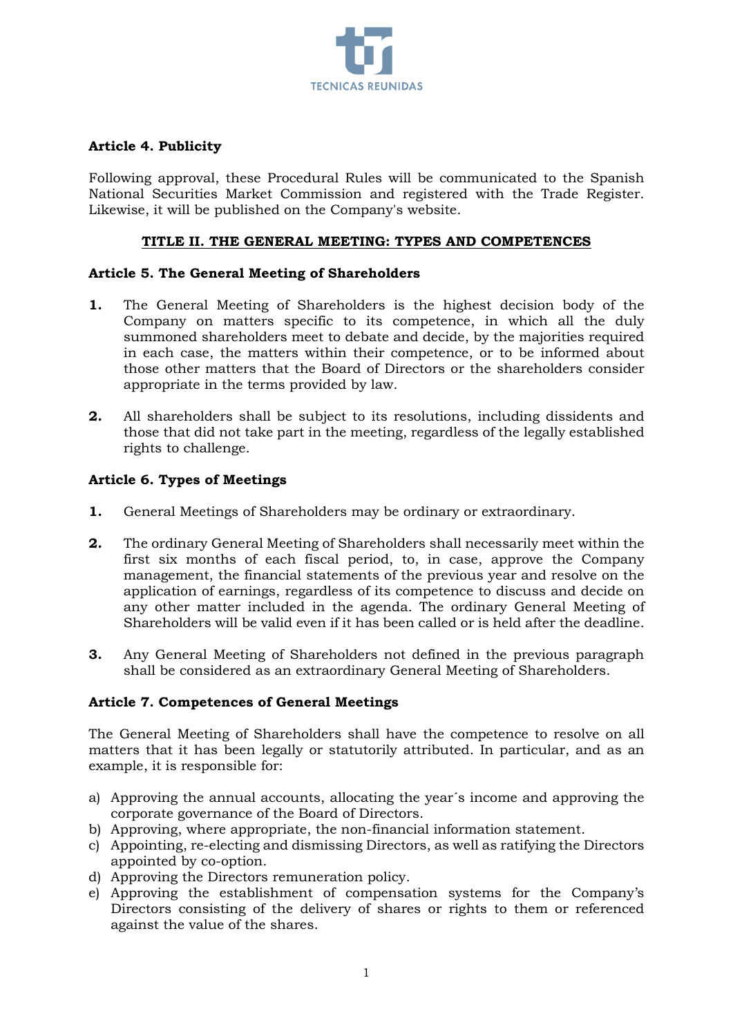**Article 4. Publicity**

Following approval, these Procedural Rules will be communicated to the Spanish National Securities Market Commission and registered with the Trade Register. Likewise, it will be published on the Company's website.

## TITLE II. THE GENERAL MEETING: TYPES AND COMPETENCES

**Article 5. The General Meeting of Shareholders**

1. The General Meeting of Shareholders is the highest decision body of the Company on matters specific to its competence, in which all the duly summoned shareholders meet to debate and decide, by the majorities required in each case, the matters within their competence, or to be informed about those other matters that the Board of Directors or the shareholders consider appropriate in the terms provided by law.

2. All shareholders shall be subject to its resolutions, including dissidents and those that did not take part in the meeting, regardless of the legally established rights to challenge.

**Article 6. Types of Meetings**

1. General Meetings of Shareholders may be ordinary or extraordinary.

2. The ordinary General Meeting of Shareholders shall necessarily meet within the first six months of each fiscal period, to, in case, approve the Company management, the financial statements of the previous year and resolve on the application of earnings, regardless of its competence to discuss and decide on any other matter included in the agenda. The ordinary General Meeting of Shareholders will be valid even if it has been called or is held after the deadline.

3. Any General Meeting of Shareholders not defined in the previous paragraph shall be considered as an extraordinary General Meeting of Shareholders.

**Article 7. Competences of General Meetings**

The General Meeting of Shareholders shall have the competence to resolve on all matters that it has been legally or statutorily attributed. In particular, and as an example, it is responsible for:

a) Approving the annual accounts, allocating the year´s income and approving the corporate governance of the Board of Directors.
b) Approving, where appropriate, the non-financial information statement.
c) Appointing, re-electing and dismissing Directors, as well as ratifying the Directors appointed by co-option.
d) Approving the Directors remuneration policy.
e) Approving the establishment of compensation systems for the Company's Directors consisting of the delivery of shares or rights to them or referenced against the value of the shares.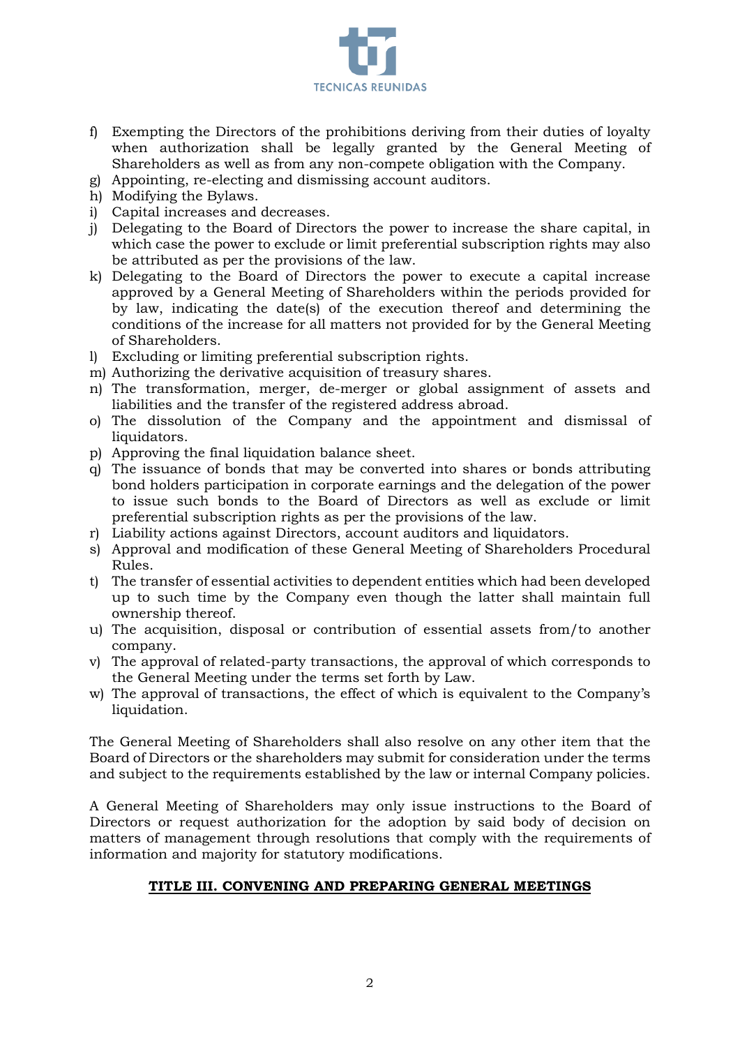f) Exempting the Directors of the prohibitions deriving from their duties of loyalty when authorization shall be legally granted by the General Meeting of Shareholders as well as from any non-compete obligation with the Company.
g) Appointing, re-electing and dismissing account auditors.
h) Modifying the Bylaws.
i) Capital increases and decreases.
j) Delegating to the Board of Directors the power to increase the share capital, in which case the power to exclude or limit preferential subscription rights may also be attributed as per the provisions of the law.
k) Delegating to the Board of Directors the power to execute a capital increase approved by a General Meeting of Shareholders within the periods provided for by law, indicating the date(s) of the execution thereof and determining the conditions of the increase for all matters not provided for by the General Meeting of Shareholders.
l) Excluding or limiting preferential subscription rights.
m) Authorizing the derivative acquisition of treasury shares.
n) The transformation, merger, de-merger or global assignment of assets and liabilities and the transfer of the registered address abroad.
o) The dissolution of the Company and the appointment and dismissal of liquidators.
p) Approving the final liquidation balance sheet.
q) The issuance of bonds that may be converted into shares or bonds attributing bond holders participation in corporate earnings and the delegation of the power to issue such bonds to the Board of Directors as well as exclude or limit preferential subscription rights as per the provisions of the law.
r) Liability actions against Directors, account auditors and liquidators.
s) Approval and modification of these General Meeting of Shareholders Procedural Rules.
t) The transfer of essential activities to dependent entities which had been developed up to such time by the Company even though the latter shall maintain full ownership thereof.
u) The acquisition, disposal or contribution of essential assets from/to another company.
v) The approval of related-party transactions, the approval of which corresponds to the General Meeting under the terms set forth by Law.
w) The approval of transactions, the effect of which is equivalent to the Company's liquidation.

The General Meeting of Shareholders shall also resolve on any other item that the Board of Directors or the shareholders may submit for consideration under the terms and subject to the requirements established by the law or internal Company policies.

A General Meeting of Shareholders may only issue instructions to the Board of Directors or request authorization for the adoption by said body of decision on matters of management through resolutions that comply with the requirements of information and majority for statutory modifications.

## TITLE III. CONVENING AND PREPARING GENERAL MEETINGS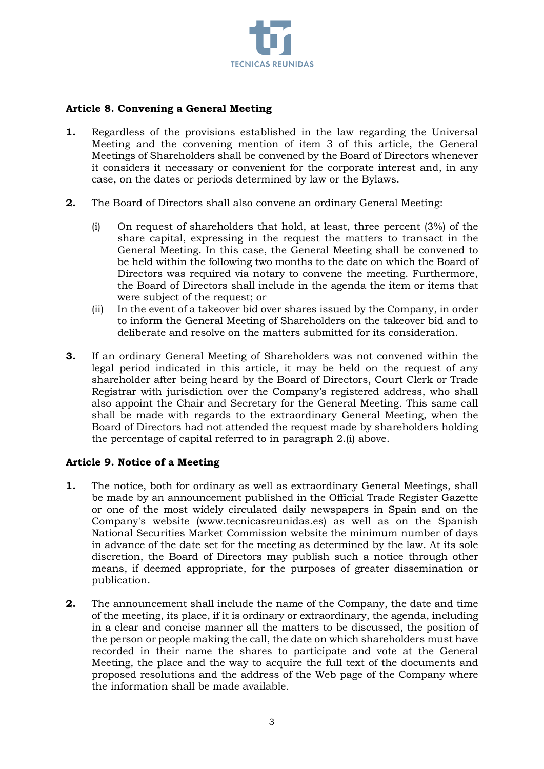### Article 8. Convening a General Meeting

**1.** Regardless of the provisions established in the law regarding the Universal Meeting and the convening mention of item 3 of this article, the General Meetings of Shareholders shall be convened by the Board of Directors whenever it considers it necessary or convenient for the corporate interest and, in any case, on the dates or periods determined by law or the Bylaws.

**2.** The Board of Directors shall also convene an ordinary General Meeting:

(i) On request of shareholders that hold, at least, three percent (3%) of the share capital, expressing in the request the matters to transact in the General Meeting. In this case, the General Meeting shall be convened to be held within the following two months to the date on which the Board of Directors was required via notary to convene the meeting. Furthermore, the Board of Directors shall include in the agenda the item or items that were subject of the request; or

(ii) In the event of a takeover bid over shares issued by the Company, in order to inform the General Meeting of Shareholders on the takeover bid and to deliberate and resolve on the matters submitted for its consideration.

**3.** If an ordinary General Meeting of Shareholders was not convened within the legal period indicated in this article, it may be held on the request of any shareholder after being heard by the Board of Directors, Court Clerk or Trade Registrar with jurisdiction over the Company's registered address, who shall also appoint the Chair and Secretary for the General Meeting. This same call shall be made with regards to the extraordinary General Meeting, when the Board of Directors had not attended the request made by shareholders holding the percentage of capital referred to in paragraph 2.(i) above.

### Article 9. Notice of a Meeting

**1.** The notice, both for ordinary as well as extraordinary General Meetings, shall be made by an announcement published in the Official Trade Register Gazette or one of the most widely circulated daily newspapers in Spain and on the Company's website (www.tecnicasreunidas.es) as well as on the Spanish National Securities Market Commission website the minimum number of days in advance of the date set for the meeting as determined by the law. At its sole discretion, the Board of Directors may publish such a notice through other means, if deemed appropriate, for the purposes of greater dissemination or publication.

**2.** The announcement shall include the name of the Company, the date and time of the meeting, its place, if it is ordinary or extraordinary, the agenda, including in a clear and concise manner all the matters to be discussed, the position of the person or people making the call, the date on which shareholders must have recorded in their name the shares to participate and vote at the General Meeting, the place and the way to acquire the full text of the documents and proposed resolutions and the address of the Web page of the Company where the information shall be made available.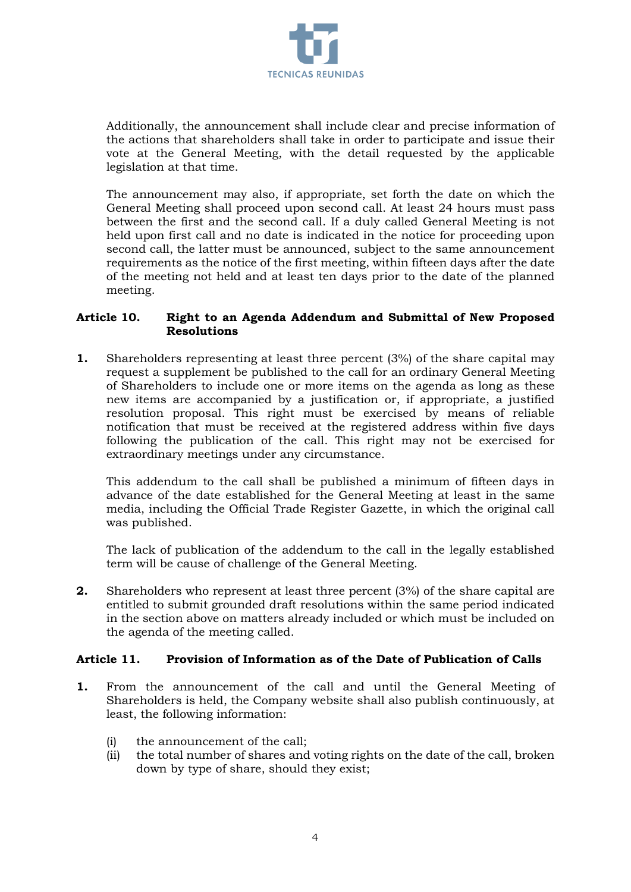Additionally, the announcement shall include clear and precise information of the actions that shareholders shall take in order to participate and issue their vote at the General Meeting, with the detail requested by the applicable legislation at that time.

The announcement may also, if appropriate, set forth the date on which the General Meeting shall proceed upon second call. At least 24 hours must pass between the first and the second call. If a duly called General Meeting is not held upon first call and no date is indicated in the notice for proceeding upon second call, the latter must be announced, subject to the same announcement requirements as the notice of the first meeting, within fifteen days after the date of the meeting not held and at least ten days prior to the date of the planned meeting.

### Article 10. Right to an Agenda Addendum and Submittal of New Proposed Resolutions

**1.** Shareholders representing at least three percent (3%) of the share capital may request a supplement be published to the call for an ordinary General Meeting of Shareholders to include one or more items on the agenda as long as these new items are accompanied by a justification or, if appropriate, a justified resolution proposal. This right must be exercised by means of reliable notification that must be received at the registered address within five days following the publication of the call. This right may not be exercised for extraordinary meetings under any circumstance.

This addendum to the call shall be published a minimum of fifteen days in advance of the date established for the General Meeting at least in the same media, including the Official Trade Register Gazette, in which the original call was published.

The lack of publication of the addendum to the call in the legally established term will be cause of challenge of the General Meeting.

**2.** Shareholders who represent at least three percent (3%) of the share capital are entitled to submit grounded draft resolutions within the same period indicated in the section above on matters already included or which must be included on the agenda of the meeting called.

### Article 11. Provision of Information as of the Date of Publication of Calls

**1.** From the announcement of the call and until the General Meeting of Shareholders is held, the Company website shall also publish continuously, at least, the following information:

(i) the announcement of the call;

(ii) the total number of shares and voting rights on the date of the call, broken down by type of share, should they exist;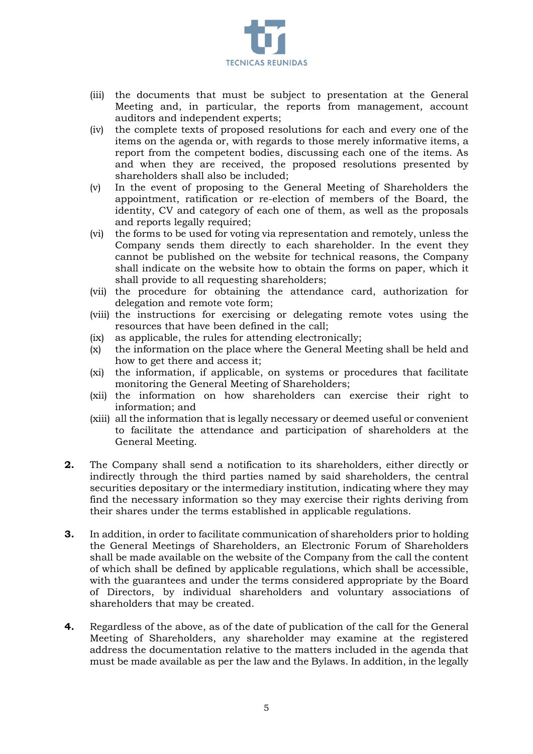(iii) the documents that must be subject to presentation at the General Meeting and, in particular, the reports from management, account auditors and independent experts;

(iv) the complete texts of proposed resolutions for each and every one of the items on the agenda or, with regards to those merely informative items, a report from the competent bodies, discussing each one of the items. As and when they are received, the proposed resolutions presented by shareholders shall also be included;

(v) In the event of proposing to the General Meeting of Shareholders the appointment, ratification or re-election of members of the Board, the identity, CV and category of each one of them, as well as the proposals and reports legally required;

(vi) the forms to be used for voting via representation and remotely, unless the Company sends them directly to each shareholder. In the event they cannot be published on the website for technical reasons, the Company shall indicate on the website how to obtain the forms on paper, which it shall provide to all requesting shareholders;

(vii) the procedure for obtaining the attendance card, authorization for delegation and remote vote form;

(viii) the instructions for exercising or delegating remote votes using the resources that have been defined in the call;

(ix) as applicable, the rules for attending electronically;

(x) the information on the place where the General Meeting shall be held and how to get there and access it;

(xi) the information, if applicable, on systems or procedures that facilitate monitoring the General Meeting of Shareholders;

(xii) the information on how shareholders can exercise their right to information; and

(xiii) all the information that is legally necessary or deemed useful or convenient to facilitate the attendance and participation of shareholders at the General Meeting.

**2.** The Company shall send a notification to its shareholders, either directly or indirectly through the third parties named by said shareholders, the central securities depositary or the intermediary institution, indicating where they may find the necessary information so they may exercise their rights deriving from their shares under the terms established in applicable regulations.

**3.** In addition, in order to facilitate communication of shareholders prior to holding the General Meetings of Shareholders, an Electronic Forum of Shareholders shall be made available on the website of the Company from the call the content of which shall be defined by applicable regulations, which shall be accessible, with the guarantees and under the terms considered appropriate by the Board of Directors, by individual shareholders and voluntary associations of shareholders that may be created.

**4.** Regardless of the above, as of the date of publication of the call for the General Meeting of Shareholders, any shareholder may examine at the registered address the documentation relative to the matters included in the agenda that must be made available as per the law and the Bylaws. In addition, in the legally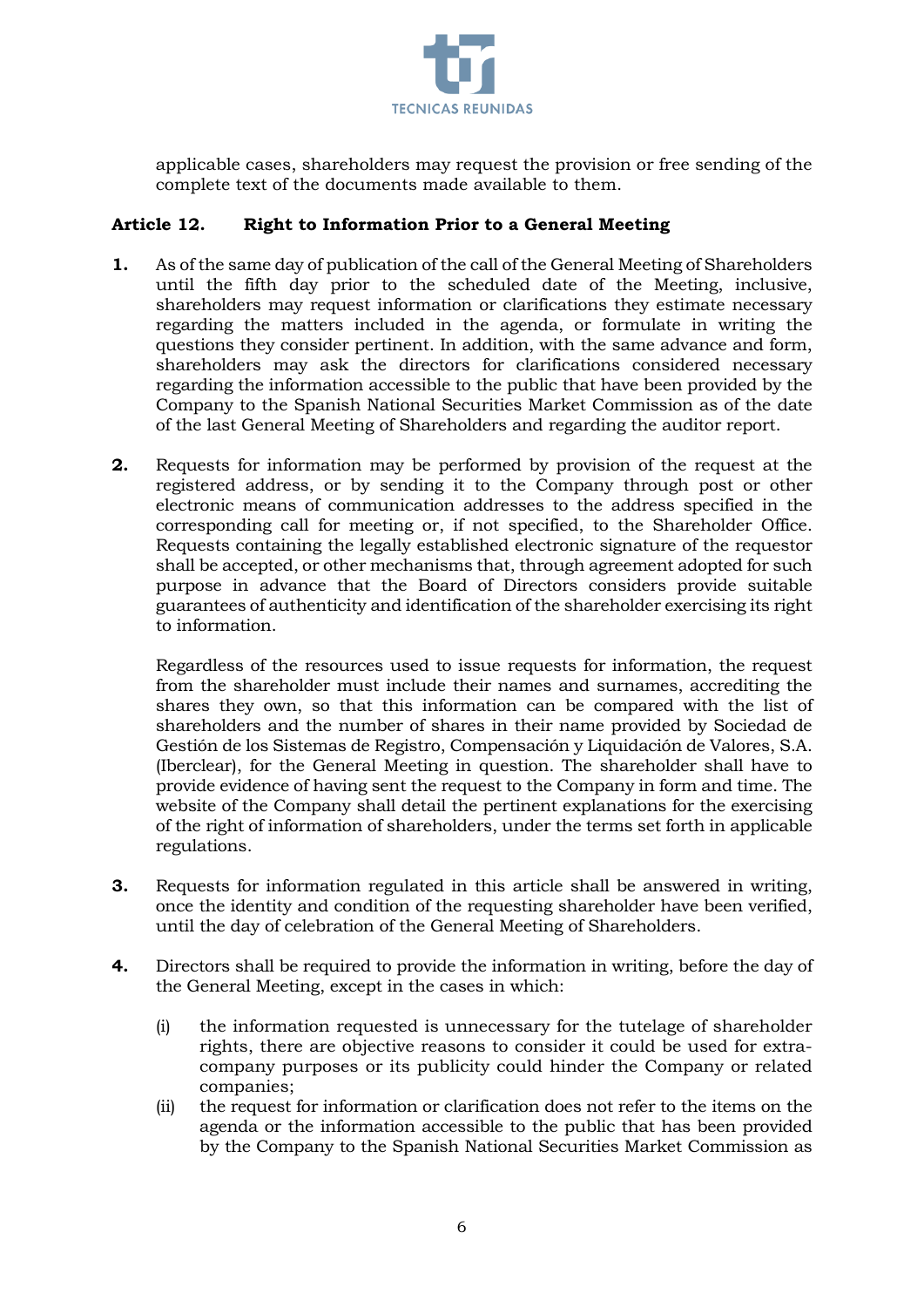applicable cases, shareholders may request the provision or free sending of the complete text of the documents made available to them.

### Article 12. Right to Information Prior to a General Meeting

**1.** As of the same day of publication of the call of the General Meeting of Shareholders until the fifth day prior to the scheduled date of the Meeting, inclusive, shareholders may request information or clarifications they estimate necessary regarding the matters included in the agenda, or formulate in writing the questions they consider pertinent. In addition, with the same advance and form, shareholders may ask the directors for clarifications considered necessary regarding the information accessible to the public that have been provided by the Company to the Spanish National Securities Market Commission as of the date of the last General Meeting of Shareholders and regarding the auditor report.

**2.** Requests for information may be performed by provision of the request at the registered address, or by sending it to the Company through post or other electronic means of communication addresses to the address specified in the corresponding call for meeting or, if not specified, to the Shareholder Office. Requests containing the legally established electronic signature of the requestor shall be accepted, or other mechanisms that, through agreement adopted for such purpose in advance that the Board of Directors considers provide suitable guarantees of authenticity and identification of the shareholder exercising its right to information.

Regardless of the resources used to issue requests for information, the request from the shareholder must include their names and surnames, accrediting the shares they own, so that this information can be compared with the list of shareholders and the number of shares in their name provided by Sociedad de Gestión de los Sistemas de Registro, Compensación y Liquidación de Valores, S.A. (Iberclear), for the General Meeting in question. The shareholder shall have to provide evidence of having sent the request to the Company in form and time. The website of the Company shall detail the pertinent explanations for the exercising of the right of information of shareholders, under the terms set forth in applicable regulations.

**3.** Requests for information regulated in this article shall be answered in writing, once the identity and condition of the requesting shareholder have been verified, until the day of celebration of the General Meeting of Shareholders.

**4.** Directors shall be required to provide the information in writing, before the day of the General Meeting, except in the cases in which:

(i) the information requested is unnecessary for the tutelage of shareholder rights, there are objective reasons to consider it could be used for extra-company purposes or its publicity could hinder the Company or related companies;

(ii) the request for information or clarification does not refer to the items on the agenda or the information accessible to the public that has been provided by the Company to the Spanish National Securities Market Commission as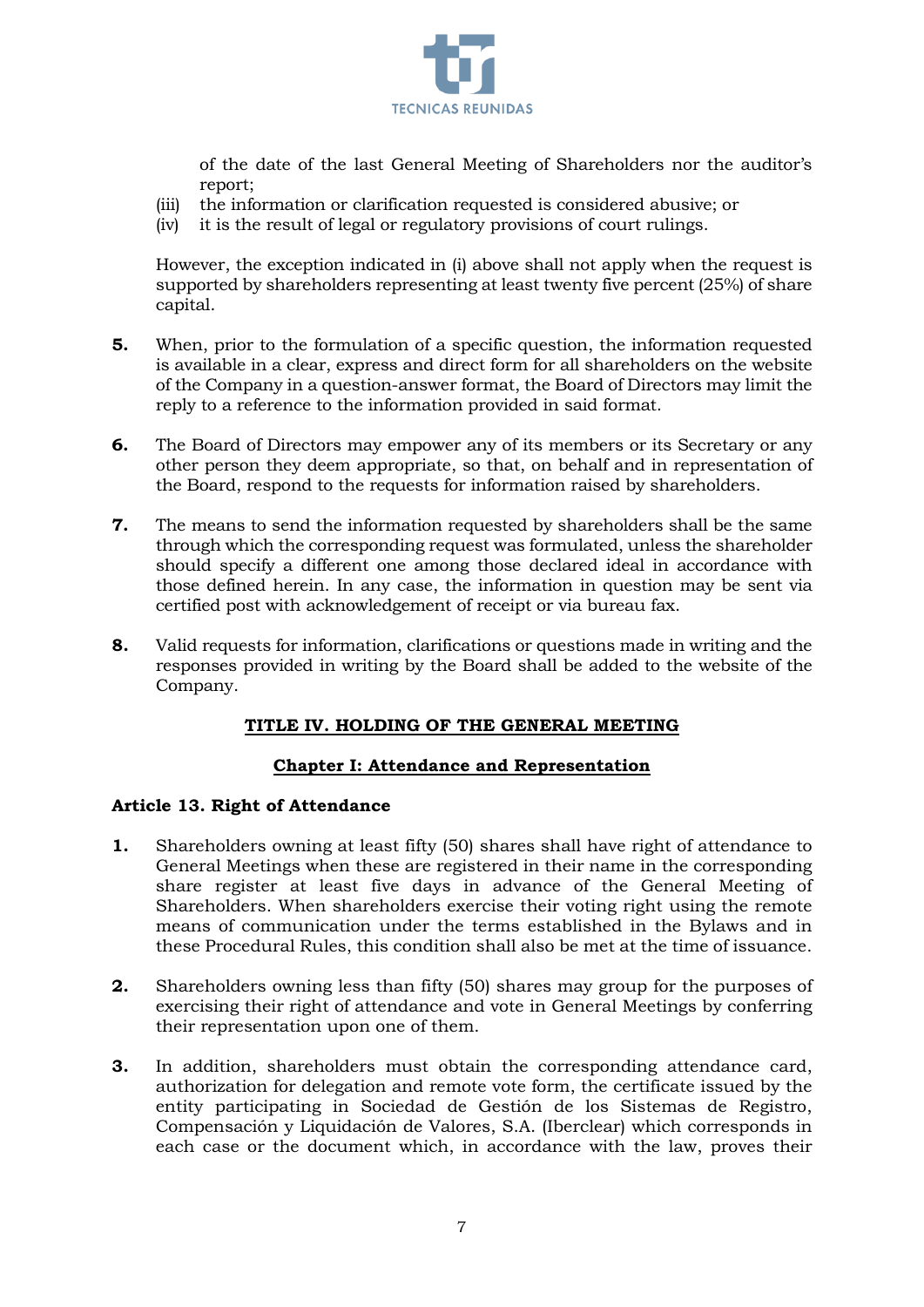of the date of the last General Meeting of Shareholders nor the auditor's report;

(iii) the information or clarification requested is considered abusive; or

(iv) it is the result of legal or regulatory provisions of court rulings.

However, the exception indicated in (i) above shall not apply when the request is supported by shareholders representing at least twenty five percent (25%) of share capital.

**5.** When, prior to the formulation of a specific question, the information requested is available in a clear, express and direct form for all shareholders on the website of the Company in a question-answer format, the Board of Directors may limit the reply to a reference to the information provided in said format.

**6.** The Board of Directors may empower any of its members or its Secretary or any other person they deem appropriate, so that, on behalf and in representation of the Board, respond to the requests for information raised by shareholders.

**7.** The means to send the information requested by shareholders shall be the same through which the corresponding request was formulated, unless the shareholder should specify a different one among those declared ideal in accordance with those defined herein. In any case, the information in question may be sent via certified post with acknowledgement of receipt or via bureau fax.

**8.** Valid requests for information, clarifications or questions made in writing and the responses provided in writing by the Board shall be added to the website of the Company.

## TITLE IV. HOLDING OF THE GENERAL MEETING

### Chapter I: Attendance and Representation

#### Article 13. Right of Attendance

**1.** Shareholders owning at least fifty (50) shares shall have right of attendance to General Meetings when these are registered in their name in the corresponding share register at least five days in advance of the General Meeting of Shareholders. When shareholders exercise their voting right using the remote means of communication under the terms established in the Bylaws and in these Procedural Rules, this condition shall also be met at the time of issuance.

**2.** Shareholders owning less than fifty (50) shares may group for the purposes of exercising their right of attendance and vote in General Meetings by conferring their representation upon one of them.

**3.** In addition, shareholders must obtain the corresponding attendance card, authorization for delegation and remote vote form, the certificate issued by the entity participating in Sociedad de Gestión de los Sistemas de Registro, Compensación y Liquidación de Valores, S.A. (Iberclear) which corresponds in each case or the document which, in accordance with the law, proves their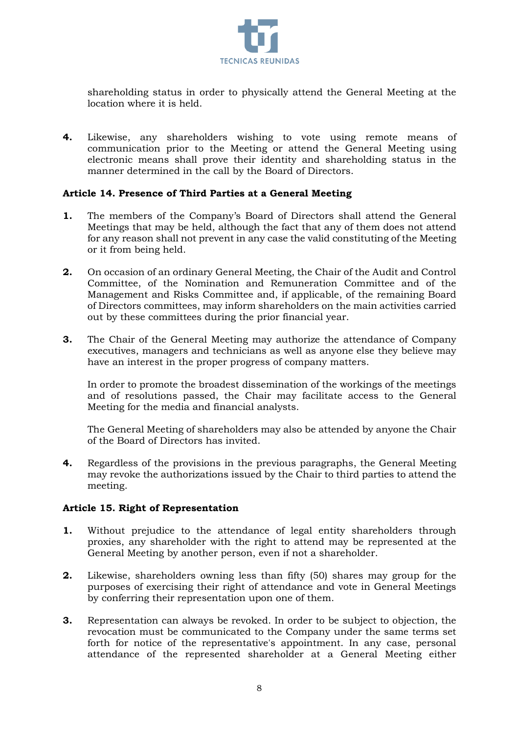shareholding status in order to physically attend the General Meeting at the location where it is held.

**4.** Likewise, any shareholders wishing to vote using remote means of communication prior to the Meeting or attend the General Meeting using electronic means shall prove their identity and shareholding status in the manner determined in the call by the Board of Directors.

### Article 14. Presence of Third Parties at a General Meeting

**1.** The members of the Company's Board of Directors shall attend the General Meetings that may be held, although the fact that any of them does not attend for any reason shall not prevent in any case the valid constituting of the Meeting or it from being held.

**2.** On occasion of an ordinary General Meeting, the Chair of the Audit and Control Committee, of the Nomination and Remuneration Committee and of the Management and Risks Committee and, if applicable, of the remaining Board of Directors committees, may inform shareholders on the main activities carried out by these committees during the prior financial year.

**3.** The Chair of the General Meeting may authorize the attendance of Company executives, managers and technicians as well as anyone else they believe may have an interest in the proper progress of company matters.

In order to promote the broadest dissemination of the workings of the meetings and of resolutions passed, the Chair may facilitate access to the General Meeting for the media and financial analysts.

The General Meeting of shareholders may also be attended by anyone the Chair of the Board of Directors has invited.

**4.** Regardless of the provisions in the previous paragraphs, the General Meeting may revoke the authorizations issued by the Chair to third parties to attend the meeting.

### Article 15. Right of Representation

**1.** Without prejudice to the attendance of legal entity shareholders through proxies, any shareholder with the right to attend may be represented at the General Meeting by another person, even if not a shareholder.

**2.** Likewise, shareholders owning less than fifty (50) shares may group for the purposes of exercising their right of attendance and vote in General Meetings by conferring their representation upon one of them.

**3.** Representation can always be revoked. In order to be subject to objection, the revocation must be communicated to the Company under the same terms set forth for notice of the representative's appointment. In any case, personal attendance of the represented shareholder at a General Meeting either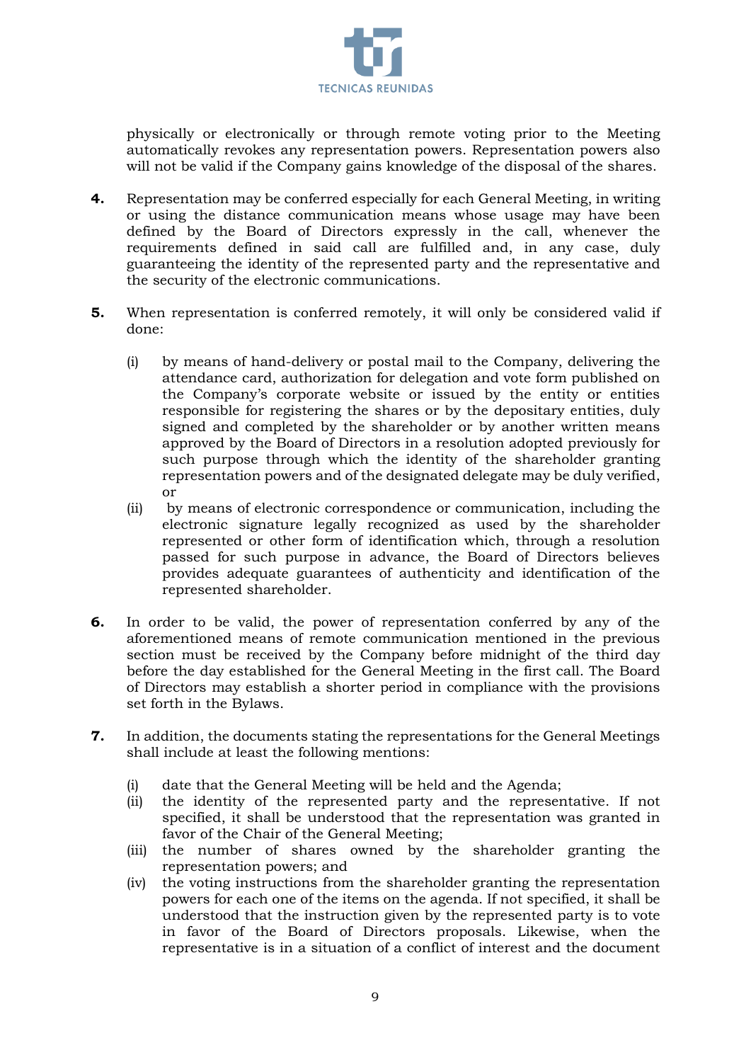physically or electronically or through remote voting prior to the Meeting automatically revokes any representation powers. Representation powers also will not be valid if the Company gains knowledge of the disposal of the shares.

**4.** Representation may be conferred especially for each General Meeting, in writing or using the distance communication means whose usage may have been defined by the Board of Directors expressly in the call, whenever the requirements defined in said call are fulfilled and, in any case, duly guaranteeing the identity of the represented party and the representative and the security of the electronic communications.

**5.** When representation is conferred remotely, it will only be considered valid if done:

(i) by means of hand-delivery or postal mail to the Company, delivering the attendance card, authorization for delegation and vote form published on the Company's corporate website or issued by the entity or entities responsible for registering the shares or by the depositary entities, duly signed and completed by the shareholder or by another written means approved by the Board of Directors in a resolution adopted previously for such purpose through which the identity of the shareholder granting representation powers and of the designated delegate may be duly verified, or

(ii) by means of electronic correspondence or communication, including the electronic signature legally recognized as used by the shareholder represented or other form of identification which, through a resolution passed for such purpose in advance, the Board of Directors believes provides adequate guarantees of authenticity and identification of the represented shareholder.

**6.** In order to be valid, the power of representation conferred by any of the aforementioned means of remote communication mentioned in the previous section must be received by the Company before midnight of the third day before the day established for the General Meeting in the first call. The Board of Directors may establish a shorter period in compliance with the provisions set forth in the Bylaws.

**7.** In addition, the documents stating the representations for the General Meetings shall include at least the following mentions:

(i) date that the General Meeting will be held and the Agenda;
(ii) the identity of the represented party and the representative. If not specified, it shall be understood that the representation was granted in favor of the Chair of the General Meeting;
(iii) the number of shares owned by the shareholder granting the representation powers; and
(iv) the voting instructions from the shareholder granting the representation powers for each one of the items on the agenda. If not specified, it shall be understood that the instruction given by the represented party is to vote in favor of the Board of Directors proposals. Likewise, when the representative is in a situation of a conflict of interest and the document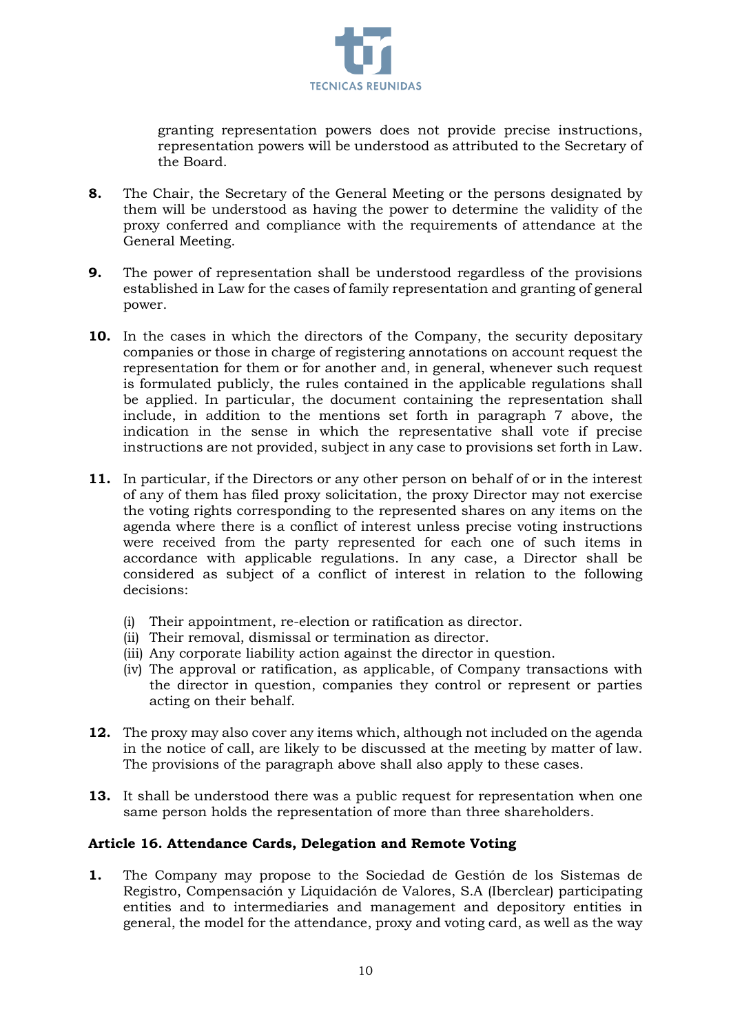granting representation powers does not provide precise instructions, representation powers will be understood as attributed to the Secretary of the Board.

**8.** The Chair, the Secretary of the General Meeting or the persons designated by them will be understood as having the power to determine the validity of the proxy conferred and compliance with the requirements of attendance at the General Meeting.

**9.** The power of representation shall be understood regardless of the provisions established in Law for the cases of family representation and granting of general power.

**10.** In the cases in which the directors of the Company, the security depositary companies or those in charge of registering annotations on account request the representation for them or for another and, in general, whenever such request is formulated publicly, the rules contained in the applicable regulations shall be applied. In particular, the document containing the representation shall include, in addition to the mentions set forth in paragraph 7 above, the indication in the sense in which the representative shall vote if precise instructions are not provided, subject in any case to provisions set forth in Law.

**11.** In particular, if the Directors or any other person on behalf of or in the interest of any of them has filed proxy solicitation, the proxy Director may not exercise the voting rights corresponding to the represented shares on any items on the agenda where there is a conflict of interest unless precise voting instructions were received from the party represented for each one of such items in accordance with applicable regulations. In any case, a Director shall be considered as subject of a conflict of interest in relation to the following decisions:

(i) Their appointment, re-election or ratification as director.
(ii) Their removal, dismissal or termination as director.
(iii) Any corporate liability action against the director in question.
(iv) The approval or ratification, as applicable, of Company transactions with the director in question, companies they control or represent or parties acting on their behalf.

**12.** The proxy may also cover any items which, although not included on the agenda in the notice of call, are likely to be discussed at the meeting by matter of law. The provisions of the paragraph above shall also apply to these cases.

**13.** It shall be understood there was a public request for representation when one same person holds the representation of more than three shareholders.

### Article 16. Attendance Cards, Delegation and Remote Voting

**1.** The Company may propose to the Sociedad de Gestión de los Sistemas de Registro, Compensación y Liquidación de Valores, S.A (Iberclear) participating entities and to intermediaries and management and depository entities in general, the model for the attendance, proxy and voting card, as well as the way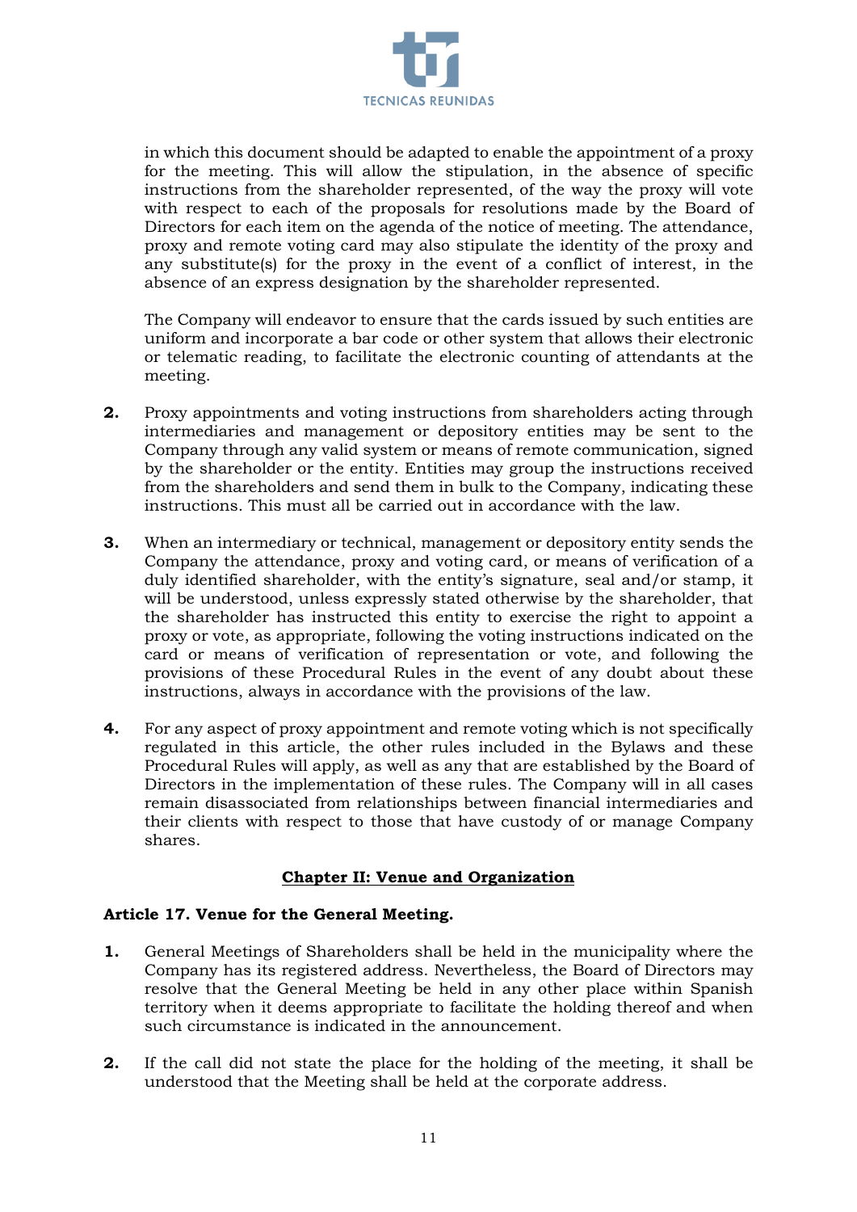in which this document should be adapted to enable the appointment of a proxy for the meeting. This will allow the stipulation, in the absence of specific instructions from the shareholder represented, of the way the proxy will vote with respect to each of the proposals for resolutions made by the Board of Directors for each item on the agenda of the notice of meeting. The attendance, proxy and remote voting card may also stipulate the identity of the proxy and any substitute(s) for the proxy in the event of a conflict of interest, in the absence of an express designation by the shareholder represented.

The Company will endeavor to ensure that the cards issued by such entities are uniform and incorporate a bar code or other system that allows their electronic or telematic reading, to facilitate the electronic counting of attendants at the meeting.

**2.** Proxy appointments and voting instructions from shareholders acting through intermediaries and management or depository entities may be sent to the Company through any valid system or means of remote communication, signed by the shareholder or the entity. Entities may group the instructions received from the shareholders and send them in bulk to the Company, indicating these instructions. This must all be carried out in accordance with the law.

**3.** When an intermediary or technical, management or depository entity sends the Company the attendance, proxy and voting card, or means of verification of a duly identified shareholder, with the entity's signature, seal and/or stamp, it will be understood, unless expressly stated otherwise by the shareholder, that the shareholder has instructed this entity to exercise the right to appoint a proxy or vote, as appropriate, following the voting instructions indicated on the card or means of verification of representation or vote, and following the provisions of these Procedural Rules in the event of any doubt about these instructions, always in accordance with the provisions of the law.

**4.** For any aspect of proxy appointment and remote voting which is not specifically regulated in this article, the other rules included in the Bylaws and these Procedural Rules will apply, as well as any that are established by the Board of Directors in the implementation of these rules. The Company will in all cases remain disassociated from relationships between financial intermediaries and their clients with respect to those that have custody of or manage Company shares.

## Chapter II: Venue and Organization

### Article 17. Venue for the General Meeting.

**1.** General Meetings of Shareholders shall be held in the municipality where the Company has its registered address. Nevertheless, the Board of Directors may resolve that the General Meeting be held in any other place within Spanish territory when it deems appropriate to facilitate the holding thereof and when such circumstance is indicated in the announcement.

**2.** If the call did not state the place for the holding of the meeting, it shall be understood that the Meeting shall be held at the corporate address.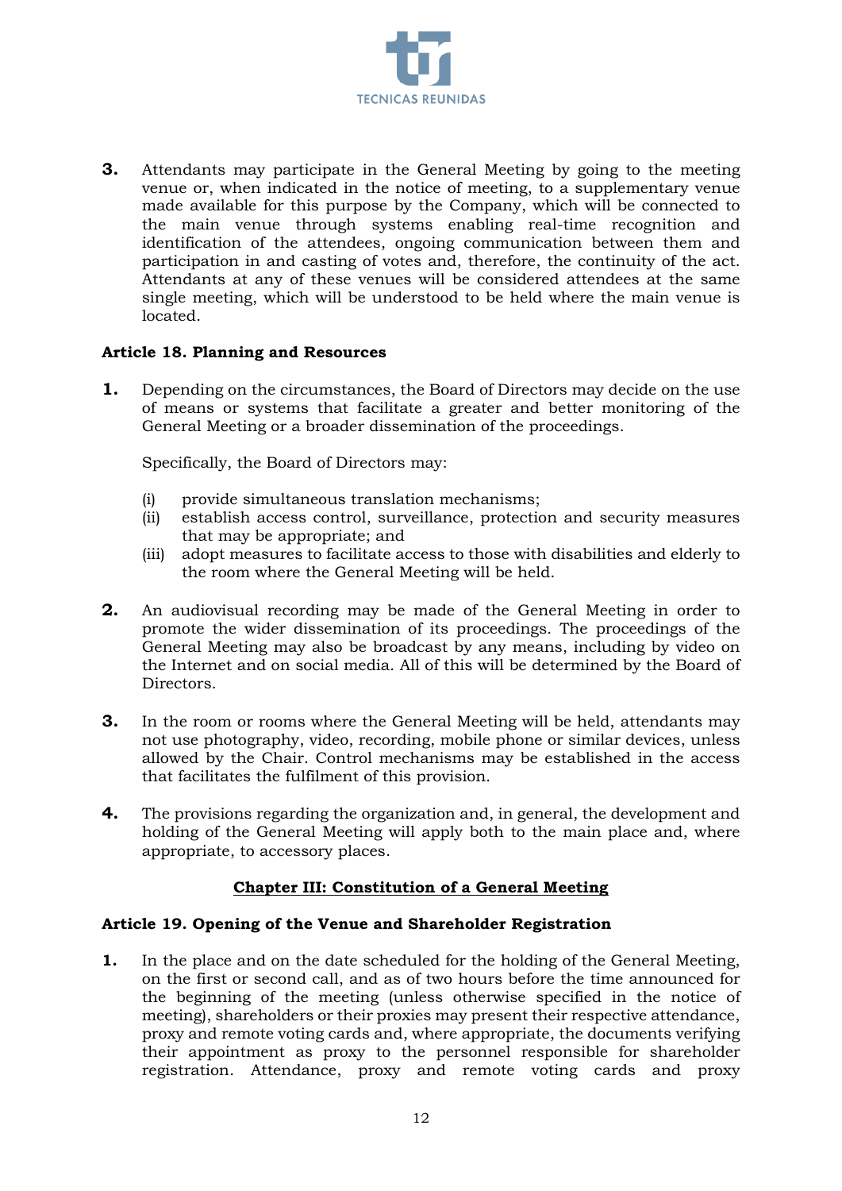**3.** Attendants may participate in the General Meeting by going to the meeting venue or, when indicated in the notice of meeting, to a supplementary venue made available for this purpose by the Company, which will be connected to the main venue through systems enabling real-time recognition and identification of the attendees, ongoing communication between them and participation in and casting of votes and, therefore, the continuity of the act. Attendants at any of these venues will be considered attendees at the same single meeting, which will be understood to be held where the main venue is located.

**Article 18. Planning and Resources**

**1.** Depending on the circumstances, the Board of Directors may decide on the use of means or systems that facilitate a greater and better monitoring of the General Meeting or a broader dissemination of the proceedings.

Specifically, the Board of Directors may:

(i) provide simultaneous translation mechanisms;
(ii) establish access control, surveillance, protection and security measures that may be appropriate; and
(iii) adopt measures to facilitate access to those with disabilities and elderly to the room where the General Meeting will be held.

**2.** An audiovisual recording may be made of the General Meeting in order to promote the wider dissemination of its proceedings. The proceedings of the General Meeting may also be broadcast by any means, including by video on the Internet and on social media. All of this will be determined by the Board of Directors.

**3.** In the room or rooms where the General Meeting will be held, attendants may not use photography, video, recording, mobile phone or similar devices, unless allowed by the Chair. Control mechanisms may be established in the access that facilitates the fulfilment of this provision.

**4.** The provisions regarding the organization and, in general, the development and holding of the General Meeting will apply both to the main place and, where appropriate, to accessory places.

## Chapter III: Constitution of a General Meeting

**Article 19. Opening of the Venue and Shareholder Registration**

**1.** In the place and on the date scheduled for the holding of the General Meeting, on the first or second call, and as of two hours before the time announced for the beginning of the meeting (unless otherwise specified in the notice of meeting), shareholders or their proxies may present their respective attendance, proxy and remote voting cards and, where appropriate, the documents verifying their appointment as proxy to the personnel responsible for shareholder registration. Attendance, proxy and remote voting cards and proxy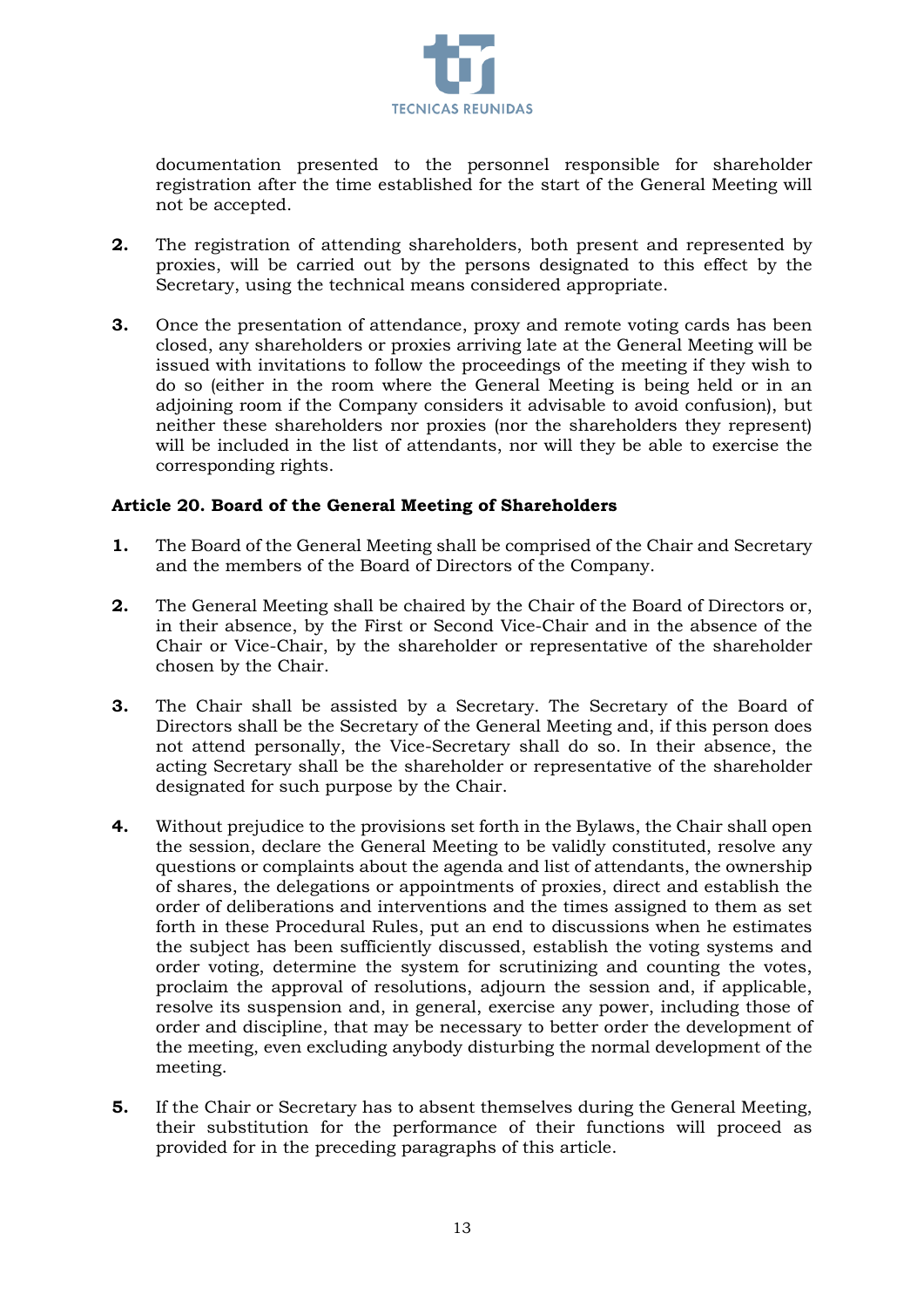documentation presented to the personnel responsible for shareholder registration after the time established for the start of the General Meeting will not be accepted.

**2.** The registration of attending shareholders, both present and represented by proxies, will be carried out by the persons designated to this effect by the Secretary, using the technical means considered appropriate.

**3.** Once the presentation of attendance, proxy and remote voting cards has been closed, any shareholders or proxies arriving late at the General Meeting will be issued with invitations to follow the proceedings of the meeting if they wish to do so (either in the room where the General Meeting is being held or in an adjoining room if the Company considers it advisable to avoid confusion), but neither these shareholders nor proxies (nor the shareholders they represent) will be included in the list of attendants, nor will they be able to exercise the corresponding rights.

### Article 20. Board of the General Meeting of Shareholders

**1.** The Board of the General Meeting shall be comprised of the Chair and Secretary and the members of the Board of Directors of the Company.

**2.** The General Meeting shall be chaired by the Chair of the Board of Directors or, in their absence, by the First or Second Vice-Chair and in the absence of the Chair or Vice-Chair, by the shareholder or representative of the shareholder chosen by the Chair.

**3.** The Chair shall be assisted by a Secretary. The Secretary of the Board of Directors shall be the Secretary of the General Meeting and, if this person does not attend personally, the Vice-Secretary shall do so. In their absence, the acting Secretary shall be the shareholder or representative of the shareholder designated for such purpose by the Chair.

**4.** Without prejudice to the provisions set forth in the Bylaws, the Chair shall open the session, declare the General Meeting to be validly constituted, resolve any questions or complaints about the agenda and list of attendants, the ownership of shares, the delegations or appointments of proxies, direct and establish the order of deliberations and interventions and the times assigned to them as set forth in these Procedural Rules, put an end to discussions when he estimates the subject has been sufficiently discussed, establish the voting systems and order voting, determine the system for scrutinizing and counting the votes, proclaim the approval of resolutions, adjourn the session and, if applicable, resolve its suspension and, in general, exercise any power, including those of order and discipline, that may be necessary to better order the development of the meeting, even excluding anybody disturbing the normal development of the meeting.

**5.** If the Chair or Secretary has to absent themselves during the General Meeting, their substitution for the performance of their functions will proceed as provided for in the preceding paragraphs of this article.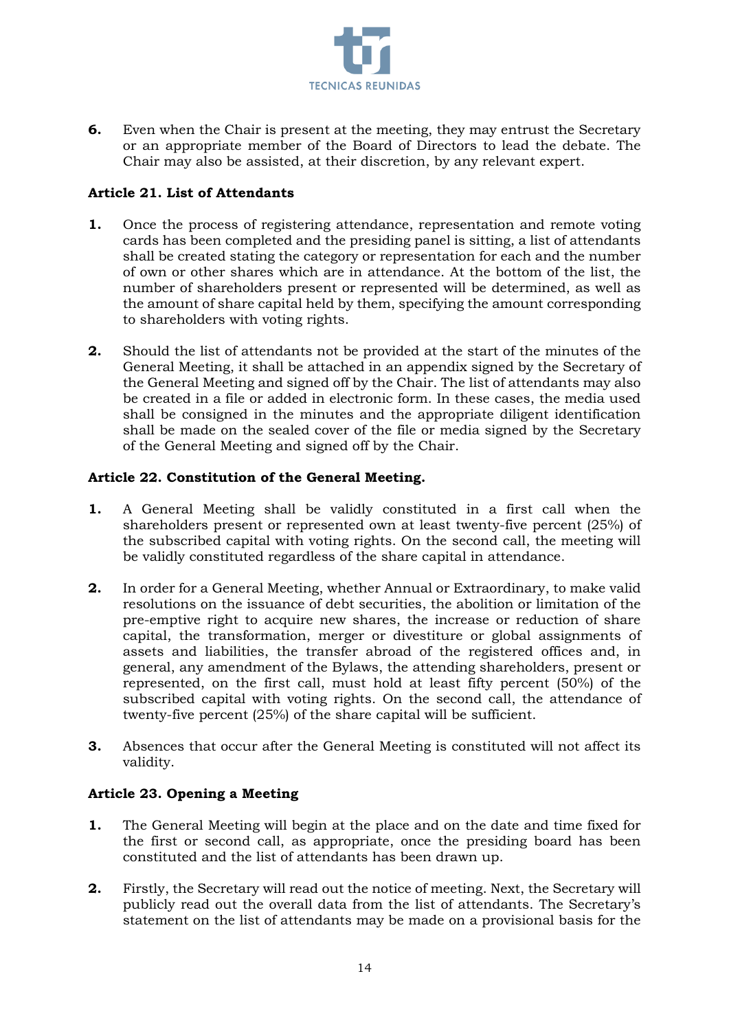**6.** Even when the Chair is present at the meeting, they may entrust the Secretary or an appropriate member of the Board of Directors to lead the debate. The Chair may also be assisted, at their discretion, by any relevant expert.

### Article 21. List of Attendants

**1.** Once the process of registering attendance, representation and remote voting cards has been completed and the presiding panel is sitting, a list of attendants shall be created stating the category or representation for each and the number of own or other shares which are in attendance. At the bottom of the list, the number of shareholders present or represented will be determined, as well as the amount of share capital held by them, specifying the amount corresponding to shareholders with voting rights.

**2.** Should the list of attendants not be provided at the start of the minutes of the General Meeting, it shall be attached in an appendix signed by the Secretary of the General Meeting and signed off by the Chair. The list of attendants may also be created in a file or added in electronic form. In these cases, the media used shall be consigned in the minutes and the appropriate diligent identification shall be made on the sealed cover of the file or media signed by the Secretary of the General Meeting and signed off by the Chair.

### Article 22. Constitution of the General Meeting.

**1.** A General Meeting shall be validly constituted in a first call when the shareholders present or represented own at least twenty-five percent (25%) of the subscribed capital with voting rights. On the second call, the meeting will be validly constituted regardless of the share capital in attendance.

**2.** In order for a General Meeting, whether Annual or Extraordinary, to make valid resolutions on the issuance of debt securities, the abolition or limitation of the pre-emptive right to acquire new shares, the increase or reduction of share capital, the transformation, merger or divestiture or global assignments of assets and liabilities, the transfer abroad of the registered offices and, in general, any amendment of the Bylaws, the attending shareholders, present or represented, on the first call, must hold at least fifty percent (50%) of the subscribed capital with voting rights. On the second call, the attendance of twenty-five percent (25%) of the share capital will be sufficient.

**3.** Absences that occur after the General Meeting is constituted will not affect its validity.

### Article 23. Opening a Meeting

**1.** The General Meeting will begin at the place and on the date and time fixed for the first or second call, as appropriate, once the presiding board has been constituted and the list of attendants has been drawn up.

**2.** Firstly, the Secretary will read out the notice of meeting. Next, the Secretary will publicly read out the overall data from the list of attendants. The Secretary's statement on the list of attendants may be made on a provisional basis for the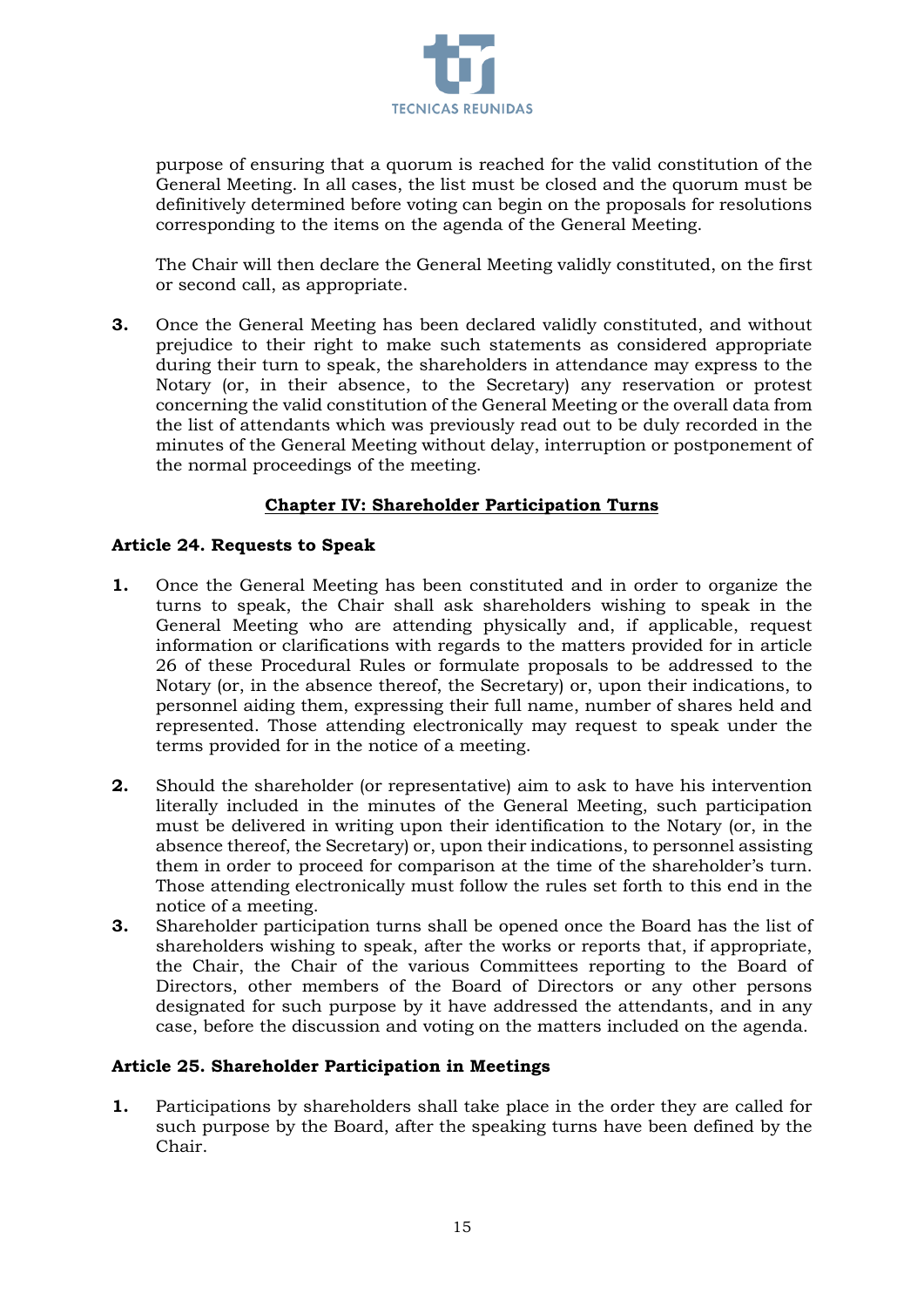purpose of ensuring that a quorum is reached for the valid constitution of the General Meeting. In all cases, the list must be closed and the quorum must be definitively determined before voting can begin on the proposals for resolutions corresponding to the items on the agenda of the General Meeting.

The Chair will then declare the General Meeting validly constituted, on the first or second call, as appropriate.

**3.** Once the General Meeting has been declared validly constituted, and without prejudice to their right to make such statements as considered appropriate during their turn to speak, the shareholders in attendance may express to the Notary (or, in their absence, to the Secretary) any reservation or protest concerning the valid constitution of the General Meeting or the overall data from the list of attendants which was previously read out to be duly recorded in the minutes of the General Meeting without delay, interruption or postponement of the normal proceedings of the meeting.

## Chapter IV: Shareholder Participation Turns

### Article 24. Requests to Speak

**1.** Once the General Meeting has been constituted and in order to organize the turns to speak, the Chair shall ask shareholders wishing to speak in the General Meeting who are attending physically and, if applicable, request information or clarifications with regards to the matters provided for in article 26 of these Procedural Rules or formulate proposals to be addressed to the Notary (or, in the absence thereof, the Secretary) or, upon their indications, to personnel aiding them, expressing their full name, number of shares held and represented. Those attending electronically may request to speak under the terms provided for in the notice of a meeting.

**2.** Should the shareholder (or representative) aim to ask to have his intervention literally included in the minutes of the General Meeting, such participation must be delivered in writing upon their identification to the Notary (or, in the absence thereof, the Secretary) or, upon their indications, to personnel assisting them in order to proceed for comparison at the time of the shareholder's turn. Those attending electronically must follow the rules set forth to this end in the notice of a meeting.

**3.** Shareholder participation turns shall be opened once the Board has the list of shareholders wishing to speak, after the works or reports that, if appropriate, the Chair, the Chair of the various Committees reporting to the Board of Directors, other members of the Board of Directors or any other persons designated for such purpose by it have addressed the attendants, and in any case, before the discussion and voting on the matters included on the agenda.

### Article 25. Shareholder Participation in Meetings

**1.** Participations by shareholders shall take place in the order they are called for such purpose by the Board, after the speaking turns have been defined by the Chair.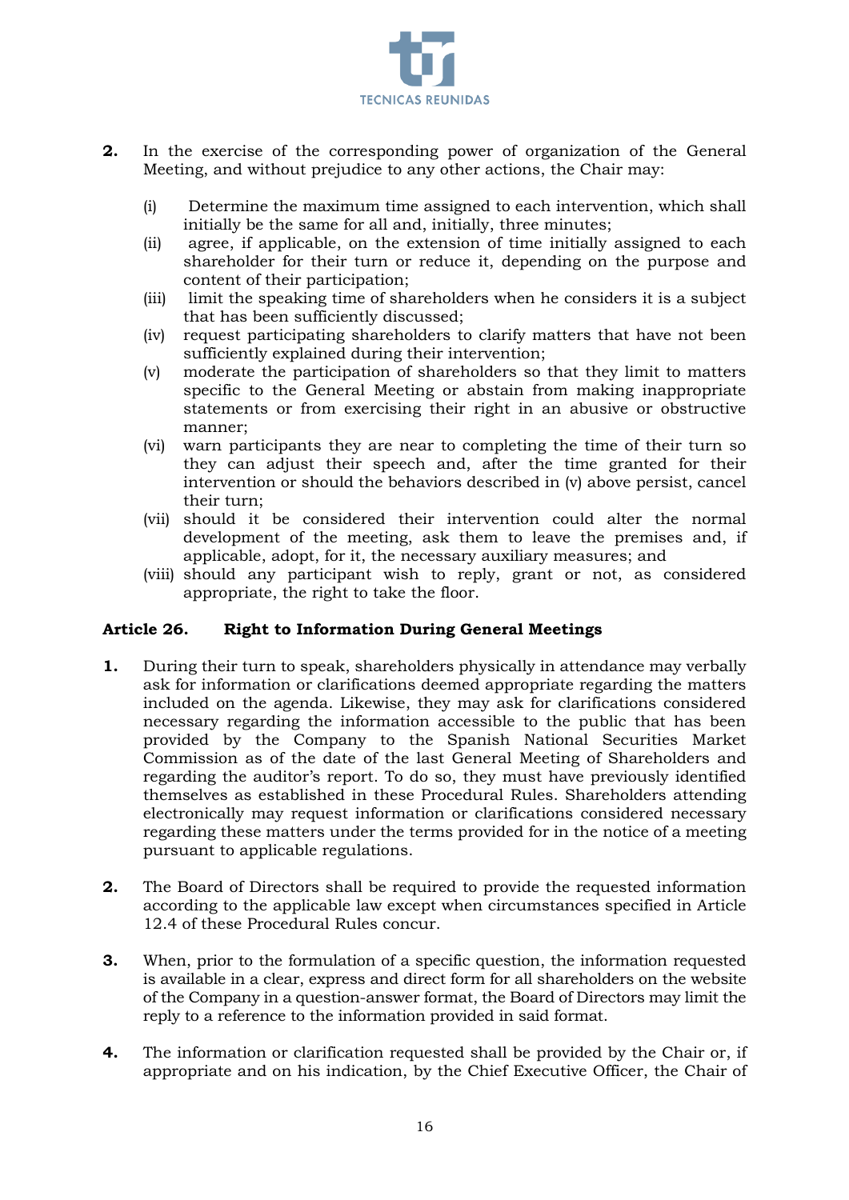**2.** In the exercise of the corresponding power of organization of the General Meeting, and without prejudice to any other actions, the Chair may:

(i) Determine the maximum time assigned to each intervention, which shall initially be the same for all and, initially, three minutes;

(ii) agree, if applicable, on the extension of time initially assigned to each shareholder for their turn or reduce it, depending on the purpose and content of their participation;

(iii) limit the speaking time of shareholders when he considers it is a subject that has been sufficiently discussed;

(iv) request participating shareholders to clarify matters that have not been sufficiently explained during their intervention;

(v) moderate the participation of shareholders so that they limit to matters specific to the General Meeting or abstain from making inappropriate statements or from exercising their right in an abusive or obstructive manner;

(vi) warn participants they are near to completing the time of their turn so they can adjust their speech and, after the time granted for their intervention or should the behaviors described in (v) above persist, cancel their turn;

(vii) should it be considered their intervention could alter the normal development of the meeting, ask them to leave the premises and, if applicable, adopt, for it, the necessary auxiliary measures; and

(viii) should any participant wish to reply, grant or not, as considered appropriate, the right to take the floor.

### Article 26. Right to Information During General Meetings

**1.** During their turn to speak, shareholders physically in attendance may verbally ask for information or clarifications deemed appropriate regarding the matters included on the agenda. Likewise, they may ask for clarifications considered necessary regarding the information accessible to the public that has been provided by the Company to the Spanish National Securities Market Commission as of the date of the last General Meeting of Shareholders and regarding the auditor's report. To do so, they must have previously identified themselves as established in these Procedural Rules. Shareholders attending electronically may request information or clarifications considered necessary regarding these matters under the terms provided for in the notice of a meeting pursuant to applicable regulations.

**2.** The Board of Directors shall be required to provide the requested information according to the applicable law except when circumstances specified in Article 12.4 of these Procedural Rules concur.

**3.** When, prior to the formulation of a specific question, the information requested is available in a clear, express and direct form for all shareholders on the website of the Company in a question-answer format, the Board of Directors may limit the reply to a reference to the information provided in said format.

**4.** The information or clarification requested shall be provided by the Chair or, if appropriate and on his indication, by the Chief Executive Officer, the Chair of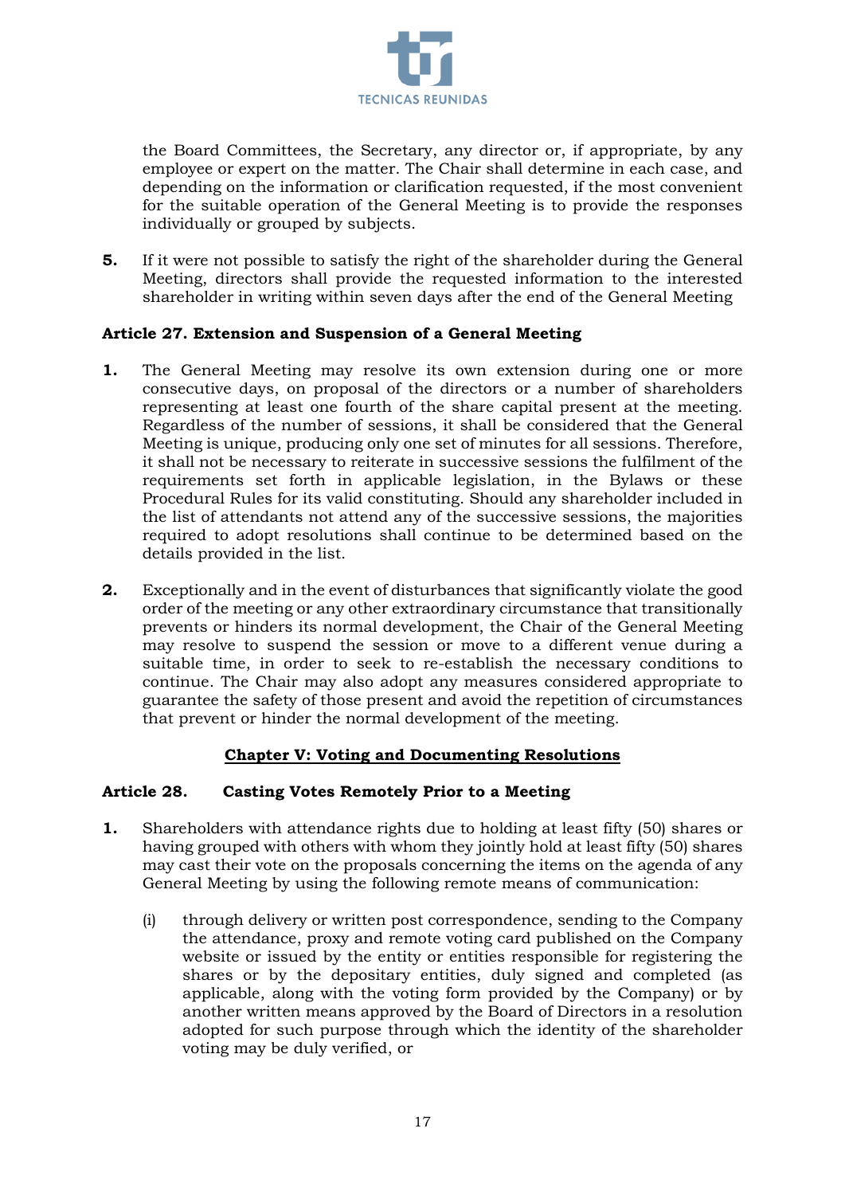the Board Committees, the Secretary, any director or, if appropriate, by any employee or expert on the matter. The Chair shall determine in each case, and depending on the information or clarification requested, if the most convenient for the suitable operation of the General Meeting is to provide the responses individually or grouped by subjects.

**5.** If it were not possible to satisfy the right of the shareholder during the General Meeting, directors shall provide the requested information to the interested shareholder in writing within seven days after the end of the General Meeting

### Article 27. Extension and Suspension of a General Meeting

**1.** The General Meeting may resolve its own extension during one or more consecutive days, on proposal of the directors or a number of shareholders representing at least one fourth of the share capital present at the meeting. Regardless of the number of sessions, it shall be considered that the General Meeting is unique, producing only one set of minutes for all sessions. Therefore, it shall not be necessary to reiterate in successive sessions the fulfilment of the requirements set forth in applicable legislation, in the Bylaws or these Procedural Rules for its valid constituting. Should any shareholder included in the list of attendants not attend any of the successive sessions, the majorities required to adopt resolutions shall continue to be determined based on the details provided in the list.

**2.** Exceptionally and in the event of disturbances that significantly violate the good order of the meeting or any other extraordinary circumstance that transitionally prevents or hinders its normal development, the Chair of the General Meeting may resolve to suspend the session or move to a different venue during a suitable time, in order to seek to re-establish the necessary conditions to continue. The Chair may also adopt any measures considered appropriate to guarantee the safety of those present and avoid the repetition of circumstances that prevent or hinder the normal development of the meeting.

## Chapter V: Voting and Documenting Resolutions

### Article 28. Casting Votes Remotely Prior to a Meeting

**1.** Shareholders with attendance rights due to holding at least fifty (50) shares or having grouped with others with whom they jointly hold at least fifty (50) shares may cast their vote on the proposals concerning the items on the agenda of any General Meeting by using the following remote means of communication:

   (i) through delivery or written post correspondence, sending to the Company the attendance, proxy and remote voting card published on the Company website or issued by the entity or entities responsible for registering the shares or by the depositary entities, duly signed and completed (as applicable, along with the voting form provided by the Company) or by another written means approved by the Board of Directors in a resolution adopted for such purpose through which the identity of the shareholder voting may be duly verified, or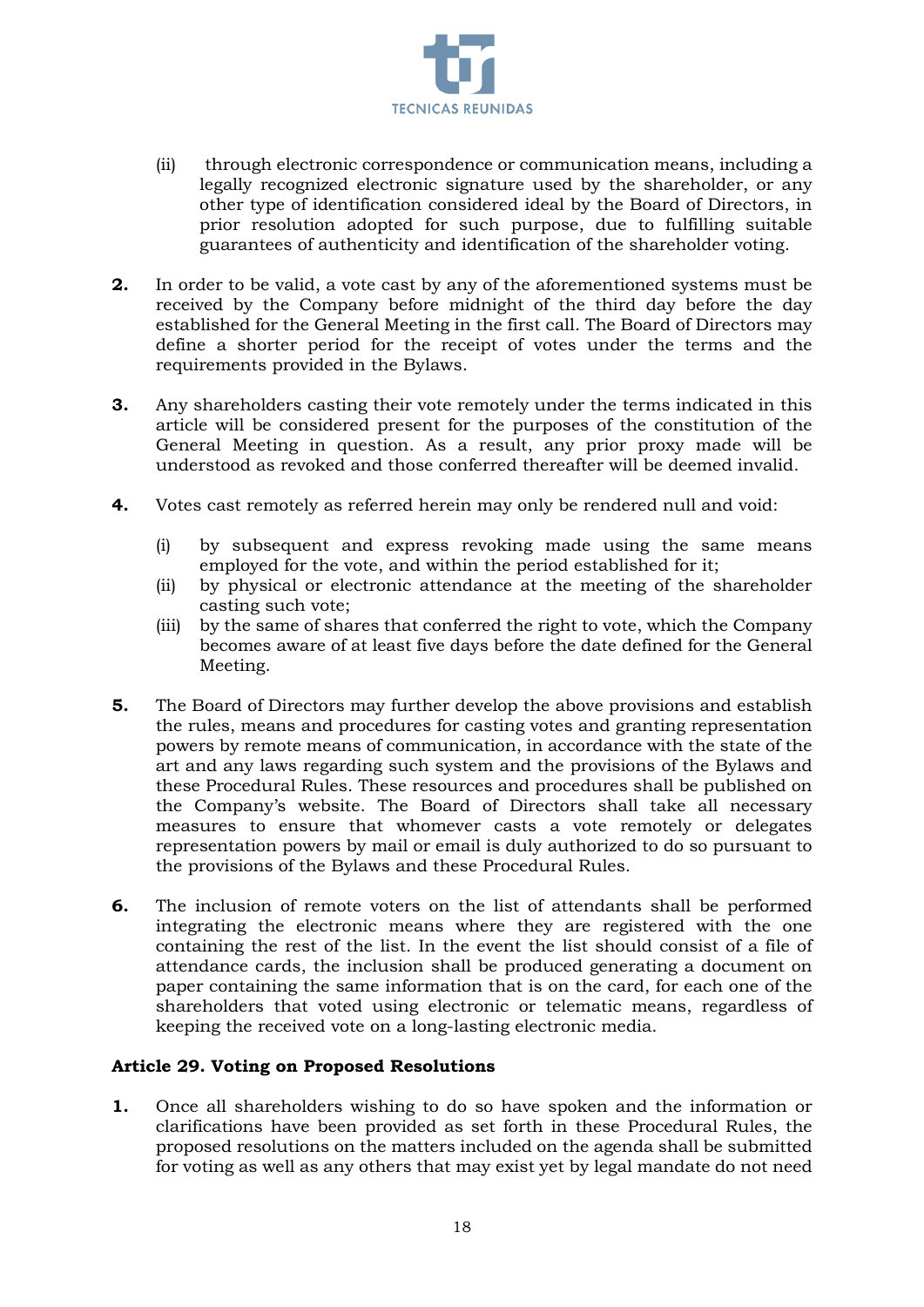(ii) through electronic correspondence or communication means, including a legally recognized electronic signature used by the shareholder, or any other type of identification considered ideal by the Board of Directors, in prior resolution adopted for such purpose, due to fulfilling suitable guarantees of authenticity and identification of the shareholder voting.

**2.** In order to be valid, a vote cast by any of the aforementioned systems must be received by the Company before midnight of the third day before the day established for the General Meeting in the first call. The Board of Directors may define a shorter period for the receipt of votes under the terms and the requirements provided in the Bylaws.

**3.** Any shareholders casting their vote remotely under the terms indicated in this article will be considered present for the purposes of the constitution of the General Meeting in question. As a result, any prior proxy made will be understood as revoked and those conferred thereafter will be deemed invalid.

**4.** Votes cast remotely as referred herein may only be rendered null and void:

(i) by subsequent and express revoking made using the same means employed for the vote, and within the period established for it;
(ii) by physical or electronic attendance at the meeting of the shareholder casting such vote;
(iii) by the same of shares that conferred the right to vote, which the Company becomes aware of at least five days before the date defined for the General Meeting.

**5.** The Board of Directors may further develop the above provisions and establish the rules, means and procedures for casting votes and granting representation powers by remote means of communication, in accordance with the state of the art and any laws regarding such system and the provisions of the Bylaws and these Procedural Rules. These resources and procedures shall be published on the Company's website. The Board of Directors shall take all necessary measures to ensure that whomever casts a vote remotely or delegates representation powers by mail or email is duly authorized to do so pursuant to the provisions of the Bylaws and these Procedural Rules.

**6.** The inclusion of remote voters on the list of attendants shall be performed integrating the electronic means where they are registered with the one containing the rest of the list. In the event the list should consist of a file of attendance cards, the inclusion shall be produced generating a document on paper containing the same information that is on the card, for each one of the shareholders that voted using electronic or telematic means, regardless of keeping the received vote on a long-lasting electronic media.

**Article 29. Voting on Proposed Resolutions**

**1.** Once all shareholders wishing to do so have spoken and the information or clarifications have been provided as set forth in these Procedural Rules, the proposed resolutions on the matters included on the agenda shall be submitted for voting as well as any others that may exist yet by legal mandate do not need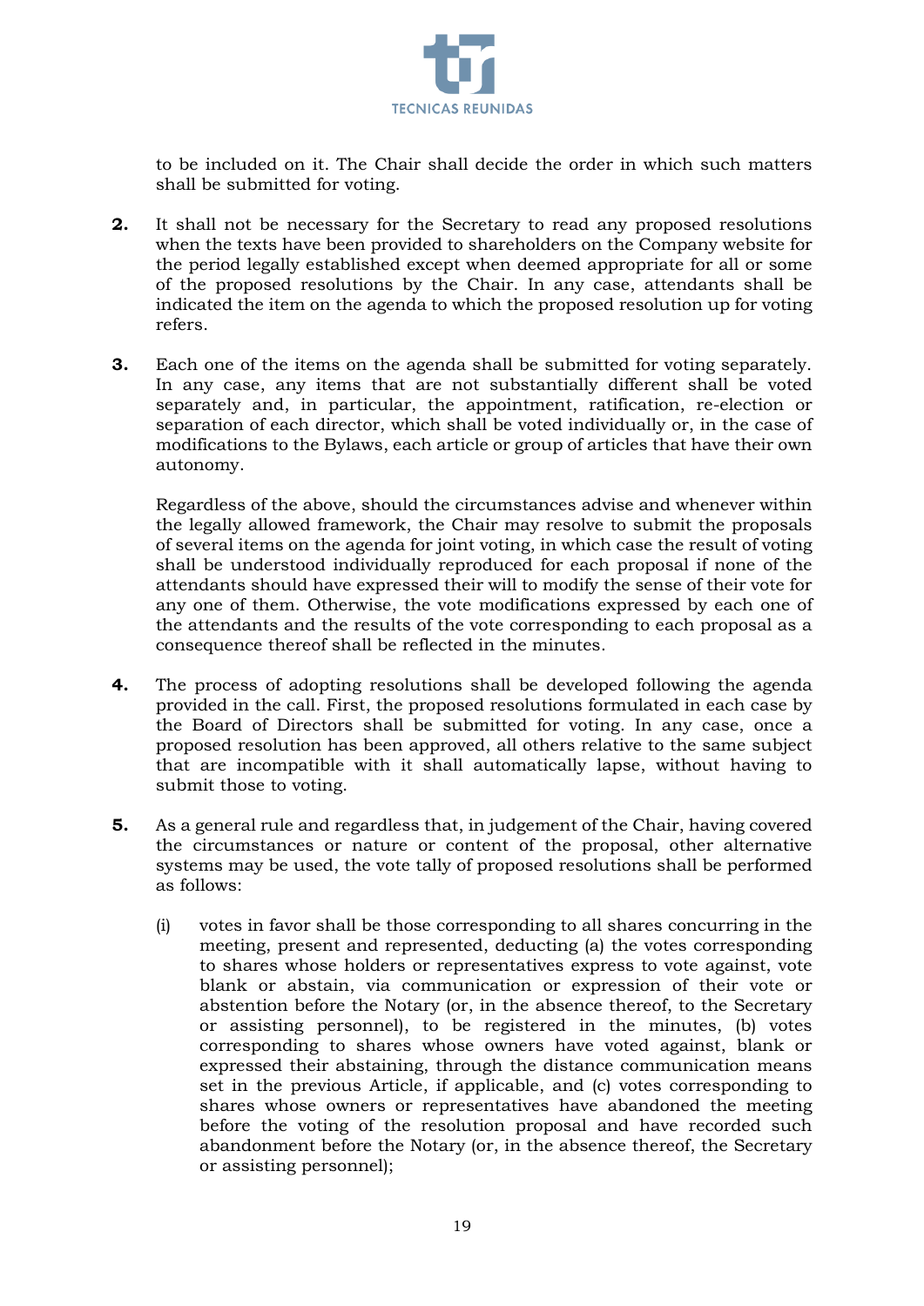to be included on it. The Chair shall decide the order in which such matters shall be submitted for voting.

**2.** It shall not be necessary for the Secretary to read any proposed resolutions when the texts have been provided to shareholders on the Company website for the period legally established except when deemed appropriate for all or some of the proposed resolutions by the Chair. In any case, attendants shall be indicated the item on the agenda to which the proposed resolution up for voting refers.

**3.** Each one of the items on the agenda shall be submitted for voting separately. In any case, any items that are not substantially different shall be voted separately and, in particular, the appointment, ratification, re-election or separation of each director, which shall be voted individually or, in the case of modifications to the Bylaws, each article or group of articles that have their own autonomy.

Regardless of the above, should the circumstances advise and whenever within the legally allowed framework, the Chair may resolve to submit the proposals of several items on the agenda for joint voting, in which case the result of voting shall be understood individually reproduced for each proposal if none of the attendants should have expressed their will to modify the sense of their vote for any one of them. Otherwise, the vote modifications expressed by each one of the attendants and the results of the vote corresponding to each proposal as a consequence thereof shall be reflected in the minutes.

**4.** The process of adopting resolutions shall be developed following the agenda provided in the call. First, the proposed resolutions formulated in each case by the Board of Directors shall be submitted for voting. In any case, once a proposed resolution has been approved, all others relative to the same subject that are incompatible with it shall automatically lapse, without having to submit those to voting.

**5.** As a general rule and regardless that, in judgement of the Chair, having covered the circumstances or nature or content of the proposal, other alternative systems may be used, the vote tally of proposed resolutions shall be performed as follows:

(i) votes in favor shall be those corresponding to all shares concurring in the meeting, present and represented, deducting (a) the votes corresponding to shares whose holders or representatives express to vote against, vote blank or abstain, via communication or expression of their vote or abstention before the Notary (or, in the absence thereof, to the Secretary or assisting personnel), to be registered in the minutes, (b) votes corresponding to shares whose owners have voted against, blank or expressed their abstaining, through the distance communication means set in the previous Article, if applicable, and (c) votes corresponding to shares whose owners or representatives have abandoned the meeting before the voting of the resolution proposal and have recorded such abandonment before the Notary (or, in the absence thereof, the Secretary or assisting personnel);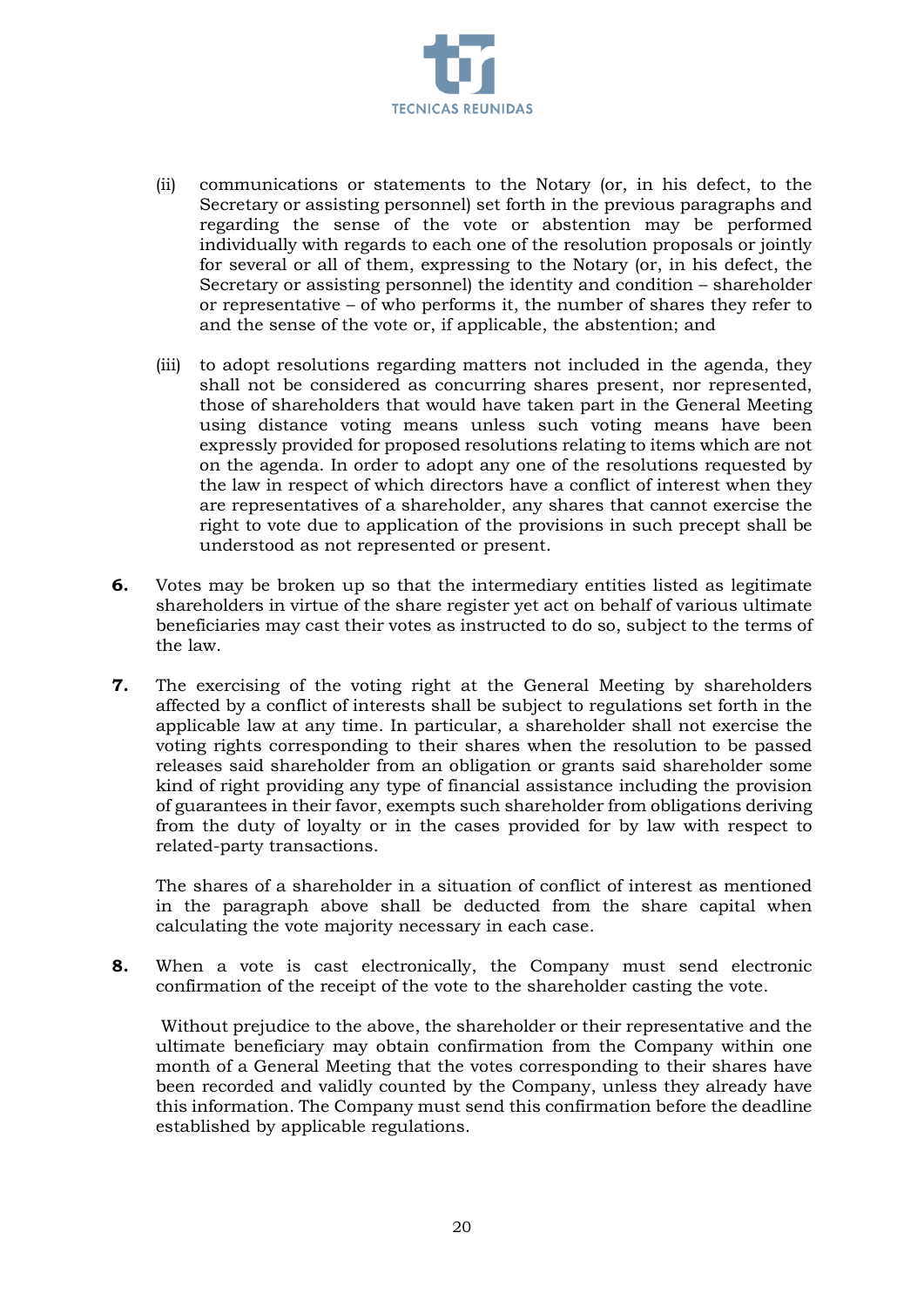(ii) communications or statements to the Notary (or, in his defect, to the Secretary or assisting personnel) set forth in the previous paragraphs and regarding the sense of the vote or abstention may be performed individually with regards to each one of the resolution proposals or jointly for several or all of them, expressing to the Notary (or, in his defect, the Secretary or assisting personnel) the identity and condition – shareholder or representative – of who performs it, the number of shares they refer to and the sense of the vote or, if applicable, the abstention; and

(iii) to adopt resolutions regarding matters not included in the agenda, they shall not be considered as concurring shares present, nor represented, those of shareholders that would have taken part in the General Meeting using distance voting means unless such voting means have been expressly provided for proposed resolutions relating to items which are not on the agenda. In order to adopt any one of the resolutions requested by the law in respect of which directors have a conflict of interest when they are representatives of a shareholder, any shares that cannot exercise the right to vote due to application of the provisions in such precept shall be understood as not represented or present.

**6.** Votes may be broken up so that the intermediary entities listed as legitimate shareholders in virtue of the share register yet act on behalf of various ultimate beneficiaries may cast their votes as instructed to do so, subject to the terms of the law.

**7.** The exercising of the voting right at the General Meeting by shareholders affected by a conflict of interests shall be subject to regulations set forth in the applicable law at any time. In particular, a shareholder shall not exercise the voting rights corresponding to their shares when the resolution to be passed releases said shareholder from an obligation or grants said shareholder some kind of right providing any type of financial assistance including the provision of guarantees in their favor, exempts such shareholder from obligations deriving from the duty of loyalty or in the cases provided for by law with respect to related-party transactions.

The shares of a shareholder in a situation of conflict of interest as mentioned in the paragraph above shall be deducted from the share capital when calculating the vote majority necessary in each case.

**8.** When a vote is cast electronically, the Company must send electronic confirmation of the receipt of the vote to the shareholder casting the vote.

Without prejudice to the above, the shareholder or their representative and the ultimate beneficiary may obtain confirmation from the Company within one month of a General Meeting that the votes corresponding to their shares have been recorded and validly counted by the Company, unless they already have this information. The Company must send this confirmation before the deadline established by applicable regulations.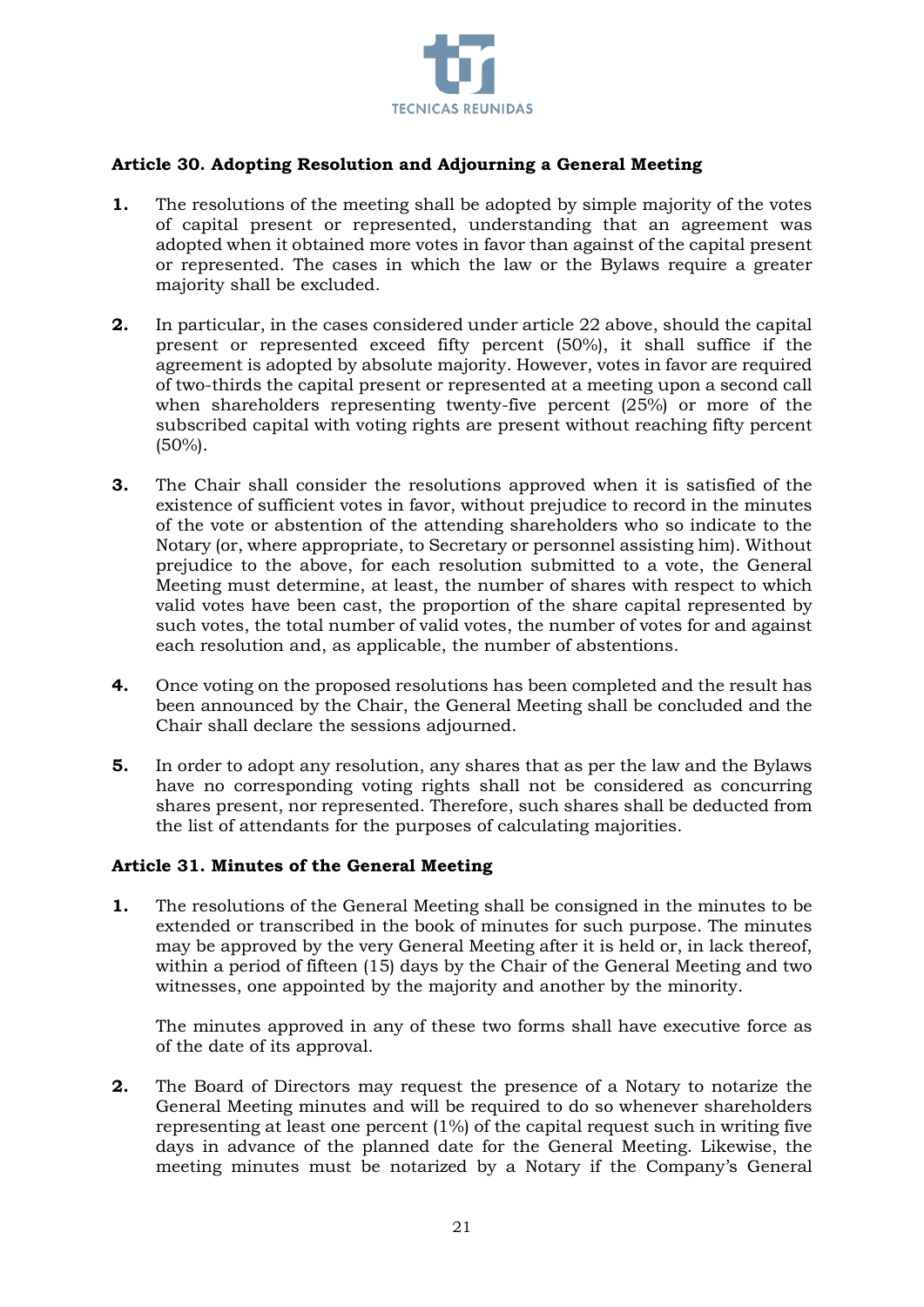### Article 30. Adopting Resolution and Adjourning a General Meeting

1. The resolutions of the meeting shall be adopted by simple majority of the votes of capital present or represented, understanding that an agreement was adopted when it obtained more votes in favor than against of the capital present or represented. The cases in which the law or the Bylaws require a greater majority shall be excluded.

2. In particular, in the cases considered under article 22 above, should the capital present or represented exceed fifty percent (50%), it shall suffice if the agreement is adopted by absolute majority. However, votes in favor are required of two-thirds the capital present or represented at a meeting upon a second call when shareholders representing twenty-five percent (25%) or more of the subscribed capital with voting rights are present without reaching fifty percent (50%).

3. The Chair shall consider the resolutions approved when it is satisfied of the existence of sufficient votes in favor, without prejudice to record in the minutes of the vote or abstention of the attending shareholders who so indicate to the Notary (or, where appropriate, to Secretary or personnel assisting him). Without prejudice to the above, for each resolution submitted to a vote, the General Meeting must determine, at least, the number of shares with respect to which valid votes have been cast, the proportion of the share capital represented by such votes, the total number of valid votes, the number of votes for and against each resolution and, as applicable, the number of abstentions.

4. Once voting on the proposed resolutions has been completed and the result has been announced by the Chair, the General Meeting shall be concluded and the Chair shall declare the sessions adjourned.

5. In order to adopt any resolution, any shares that as per the law and the Bylaws have no corresponding voting rights shall not be considered as concurring shares present, nor represented. Therefore, such shares shall be deducted from the list of attendants for the purposes of calculating majorities.

### Article 31. Minutes of the General Meeting

1. The resolutions of the General Meeting shall be consigned in the minutes to be extended or transcribed in the book of minutes for such purpose. The minutes may be approved by the very General Meeting after it is held or, in lack thereof, within a period of fifteen (15) days by the Chair of the General Meeting and two witnesses, one appointed by the majority and another by the minority.

   The minutes approved in any of these two forms shall have executive force as of the date of its approval.

2. The Board of Directors may request the presence of a Notary to notarize the General Meeting minutes and will be required to do so whenever shareholders representing at least one percent (1%) of the capital request such in writing five days in advance of the planned date for the General Meeting. Likewise, the meeting minutes must be notarized by a Notary if the Company's General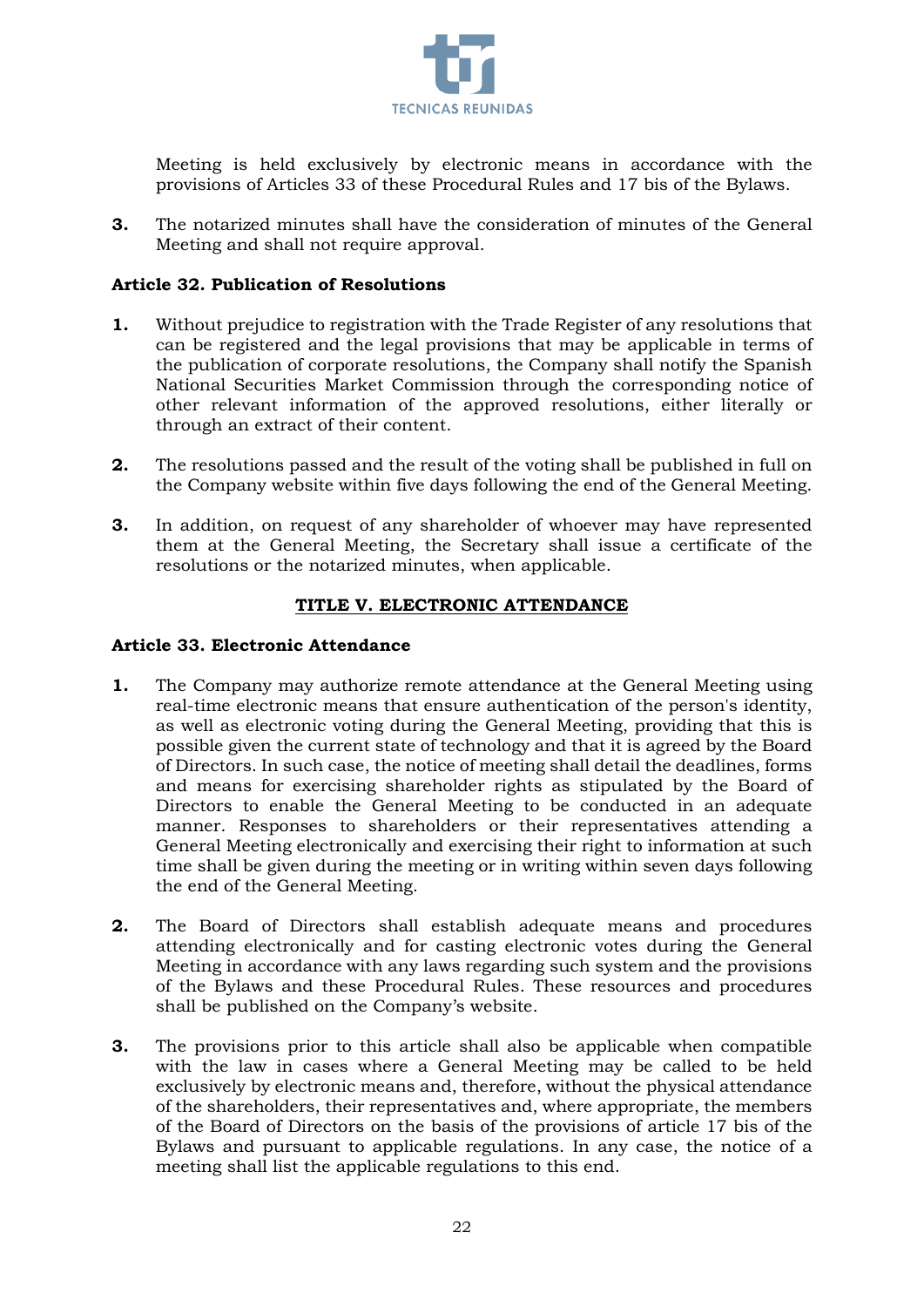Meeting is held exclusively by electronic means in accordance with the provisions of Articles 33 of these Procedural Rules and 17 bis of the Bylaws.

**3.** The notarized minutes shall have the consideration of minutes of the General Meeting and shall not require approval.

### Article 32. Publication of Resolutions

**1.** Without prejudice to registration with the Trade Register of any resolutions that can be registered and the legal provisions that may be applicable in terms of the publication of corporate resolutions, the Company shall notify the Spanish National Securities Market Commission through the corresponding notice of other relevant information of the approved resolutions, either literally or through an extract of their content.

**2.** The resolutions passed and the result of the voting shall be published in full on the Company website within five days following the end of the General Meeting.

**3.** In addition, on request of any shareholder of whoever may have represented them at the General Meeting, the Secretary shall issue a certificate of the resolutions or the notarized minutes, when applicable.

## TITLE V. ELECTRONIC ATTENDANCE

### Article 33. Electronic Attendance

**1.** The Company may authorize remote attendance at the General Meeting using real-time electronic means that ensure authentication of the person's identity, as well as electronic voting during the General Meeting, providing that this is possible given the current state of technology and that it is agreed by the Board of Directors. In such case, the notice of meeting shall detail the deadlines, forms and means for exercising shareholder rights as stipulated by the Board of Directors to enable the General Meeting to be conducted in an adequate manner. Responses to shareholders or their representatives attending a General Meeting electronically and exercising their right to information at such time shall be given during the meeting or in writing within seven days following the end of the General Meeting.

**2.** The Board of Directors shall establish adequate means and procedures attending electronically and for casting electronic votes during the General Meeting in accordance with any laws regarding such system and the provisions of the Bylaws and these Procedural Rules. These resources and procedures shall be published on the Company's website.

**3.** The provisions prior to this article shall also be applicable when compatible with the law in cases where a General Meeting may be called to be held exclusively by electronic means and, therefore, without the physical attendance of the shareholders, their representatives and, where appropriate, the members of the Board of Directors on the basis of the provisions of article 17 bis of the Bylaws and pursuant to applicable regulations. In any case, the notice of a meeting shall list the applicable regulations to this end.